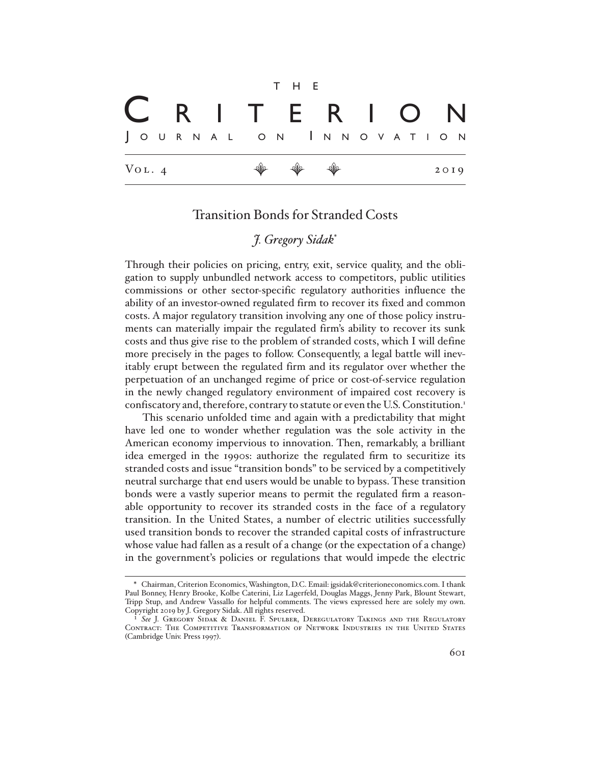# Transition Bonds for Stranded Costs

*J. Gregory Sidak*[*]

Through their policies on pricing, entry, exit, service quality, and the obligation to supply unbundled network access to competitors, public utilities commissions or other sector-specific regulatory authorities influence the ability of an investor-owned regulated firm to recover its fixed and common costs. A major regulatory transition involving any one of those policy instruments can materially impair the regulated firm's ability to recover its sunk costs and thus give rise to the problem of stranded costs, which I will define more precisely in the pages to follow. Consequently, a legal battle will inevitably erupt between the regulated firm and its regulator over whether the perpetuation of an unchanged regime of price or cost-of-service regulation in the newly changed regulatory environment of impaired cost recovery is confiscatory and, therefore, contrary to statute or even the U.S. Constitution.[1]

This scenario unfolded time and again with a predictability that might have led one to wonder whether regulation was the sole activity in the American economy impervious to innovation. Then, remarkably, a brilliant idea emerged in the 1990s: authorize the regulated firm to securitize its stranded costs and issue "transition bonds" to be serviced by a competitively neutral surcharge that end users would be unable to bypass. These transition bonds were a vastly superior means to permit the regulated firm a reasonable opportunity to recover its stranded costs in the face of a regulatory transition. In the United States, a number of electric utilities successfully used transition bonds to recover the stranded capital costs of infrastructure whose value had fallen as a result of a change (or the expectation of a change) in the government's policies or regulations that would impede the electric

---

[*] Chairman, Criterion Economics, Washington, D.C. Email: jgsidak@criterioneconomics.com. I thank Paul Bonney, Henry Brooke, Kolbe Caterini, Liz Lagerfeld, Douglas Maggs, Jenny Park, Blount Stewart, Tripp Stup, and Andrew Vassallo for helpful comments. The views expressed here are solely my own. Copyright 2019 by J. Gregory Sidak. All rights reserved.

[1] *See* J. Gregory Sidak & Daniel F. Spulber, Deregulatory Takings and the Regulatory Contract: The Competitive Transformation of Network Industries in the United States (Cambridge Univ. Press 1997).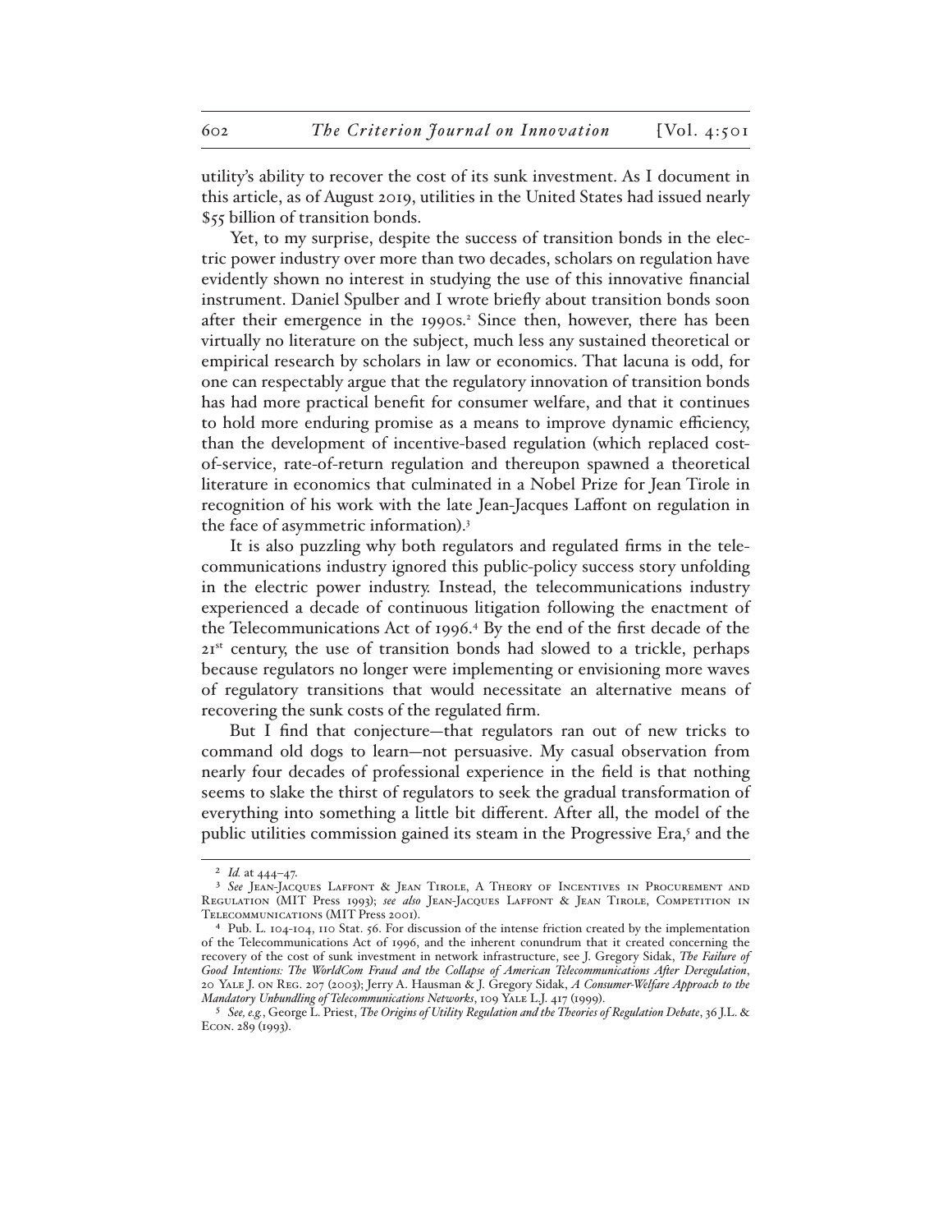utility's ability to recover the cost of its sunk investment. As I document in this article, as of August 2019, utilities in the United States had issued nearly $55 billion of transition bonds.

Yet, to my surprise, despite the success of transition bonds in the electric power industry over more than two decades, scholars on regulation have evidently shown no interest in studying the use of this innovative financial instrument. Daniel Spulber and I wrote briefly about transition bonds soon after their emergence in the 1990s.[2] Since then, however, there has been virtually no literature on the subject, much less any sustained theoretical or empirical research by scholars in law or economics. That lacuna is odd, for one can respectably argue that the regulatory innovation of transition bonds has had more practical benefit for consumer welfare, and that it continues to hold more enduring promise as a means to improve dynamic efficiency, than the development of incentive-based regulation (which replaced cost-of-service, rate-of-return regulation and thereupon spawned a theoretical literature in economics that culminated in a Nobel Prize for Jean Tirole in recognition of his work with the late Jean-Jacques Laffont on regulation in the face of asymmetric information).[3]

It is also puzzling why both regulators and regulated firms in the telecommunications industry ignored this public-policy success story unfolding in the electric power industry. Instead, the telecommunications industry experienced a decade of continuous litigation following the enactment of the Telecommunications Act of 1996.[4] By the end of the first decade of the 21st century, the use of transition bonds had slowed to a trickle, perhaps because regulators no longer were implementing or envisioning more waves of regulatory transitions that would necessitate an alternative means of recovering the sunk costs of the regulated firm.

But I find that conjecture—that regulators ran out of new tricks to command old dogs to learn—not persuasive. My casual observation from nearly four decades of professional experience in the field is that nothing seems to slake the thirst of regulators to seek the gradual transformation of everything into something a little bit different. After all, the model of the public utilities commission gained its steam in the Progressive Era,[5] and the

---

[2] *Id.* at 444–47.

[3] *See* Jean-Jacques Laffont & Jean Tirole, A Theory of Incentives in Procurement and Regulation (MIT Press 1993); *see also* Jean-Jacques Laffont & Jean Tirole, Competition in Telecommunications (MIT Press 2001).

[4] Pub. L. 104-104, 110 Stat. 56. For discussion of the intense friction created by the implementation of the Telecommunications Act of 1996, and the inherent conundrum that it created concerning the recovery of the cost of sunk investment in network infrastructure, see J. Gregory Sidak, *The Failure of Good Intentions: The WorldCom Fraud and the Collapse of American Telecommunications After Deregulation*, 20 Yale J. on Reg. 207 (2003); Jerry A. Hausman & J. Gregory Sidak, *A Consumer-Welfare Approach to the Mandatory Unbundling of Telecommunications Networks*, 109 Yale L.J. 417 (1999).

[5] *See, e.g.*, George L. Priest, *The Origins of Utility Regulation and the Theories of Regulation Debate*, 36 J.L. & Econ. 289 (1993).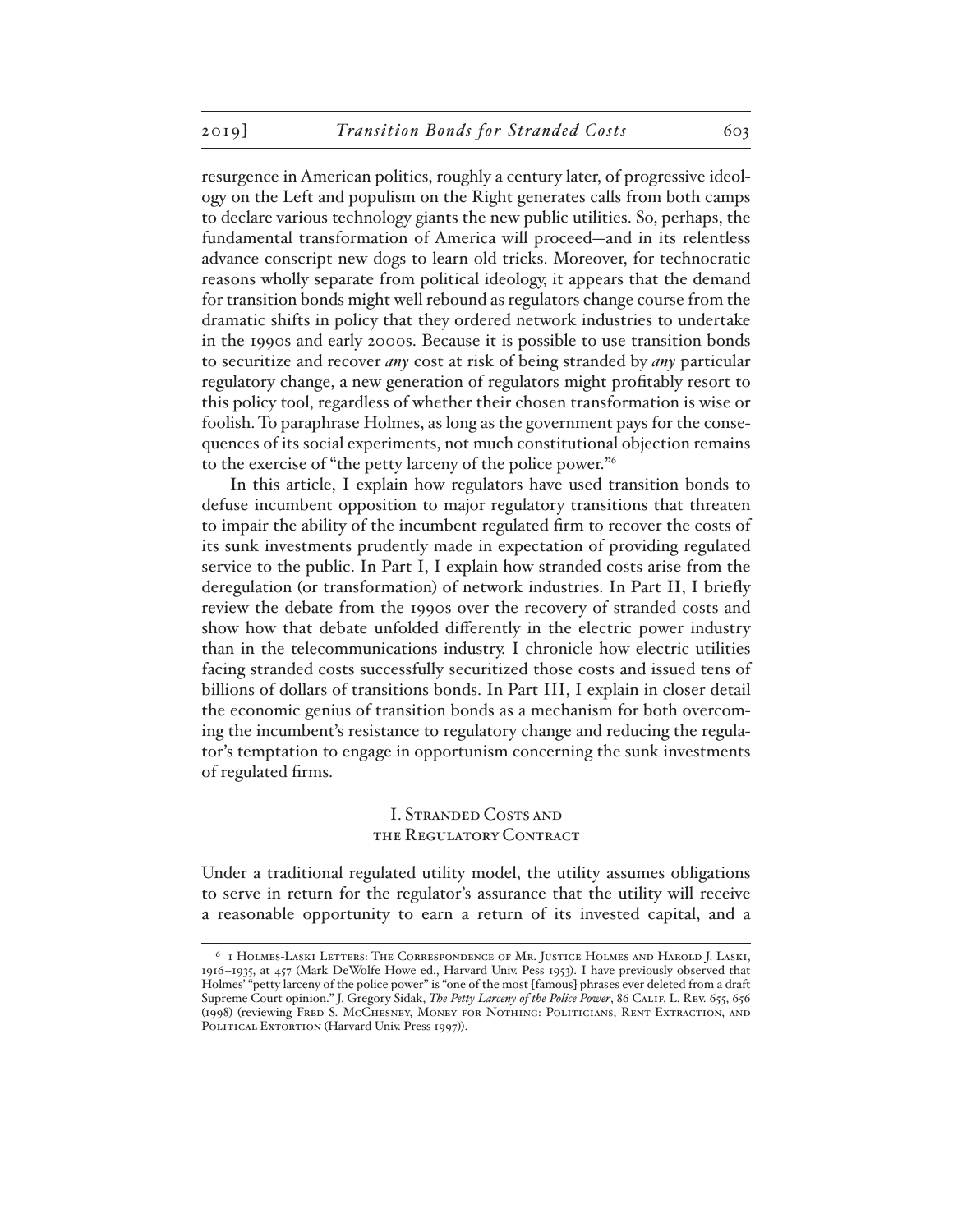resurgence in American politics, roughly a century later, of progressive ideology on the Left and populism on the Right generates calls from both camps to declare various technology giants the new public utilities. So, perhaps, the fundamental transformation of America will proceed—and in its relentless advance conscript new dogs to learn old tricks. Moreover, for technocratic reasons wholly separate from political ideology, it appears that the demand for transition bonds might well rebound as regulators change course from the dramatic shifts in policy that they ordered network industries to undertake in the 1990s and early 2000s. Because it is possible to use transition bonds to securitize and recover *any* cost at risk of being stranded by *any* particular regulatory change, a new generation of regulators might profitably resort to this policy tool, regardless of whether their chosen transformation is wise or foolish. To paraphrase Holmes, as long as the government pays for the consequences of its social experiments, not much constitutional objection remains to the exercise of "the petty larceny of the police power."[6]

In this article, I explain how regulators have used transition bonds to defuse incumbent opposition to major regulatory transitions that threaten to impair the ability of the incumbent regulated firm to recover the costs of its sunk investments prudently made in expectation of providing regulated service to the public. In Part I, I explain how stranded costs arise from the deregulation (or transformation) of network industries. In Part II, I briefly review the debate from the 1990s over the recovery of stranded costs and show how that debate unfolded differently in the electric power industry than in the telecommunications industry. I chronicle how electric utilities facing stranded costs successfully securitized those costs and issued tens of billions of dollars of transitions bonds. In Part III, I explain in closer detail the economic genius of transition bonds as a mechanism for both overcoming the incumbent's resistance to regulatory change and reducing the regulator's temptation to engage in opportunism concerning the sunk investments of regulated firms.

## I. Stranded Costs and the Regulatory Contract

Under a traditional regulated utility model, the utility assumes obligations to serve in return for the regulator's assurance that the utility will receive a reasonable opportunity to earn a return of its invested capital, and a

---

[6] 1 Holmes-Laski Letters: The Correspondence of Mr. Justice Holmes and Harold J. Laski, 1916–1935, at 457 (Mark DeWolfe Howe ed., Harvard Univ. Pess 1953). I have previously observed that Holmes' "petty larceny of the police power" is "one of the most [famous] phrases ever deleted from a draft Supreme Court opinion." J. Gregory Sidak, *The Petty Larceny of the Police Power*, 86 Calif. L. Rev. 655, 656 (1998) (reviewing Fred S. McChesney, Money for Nothing: Politicians, Rent Extraction, and Political Extortion (Harvard Univ. Press 1997)).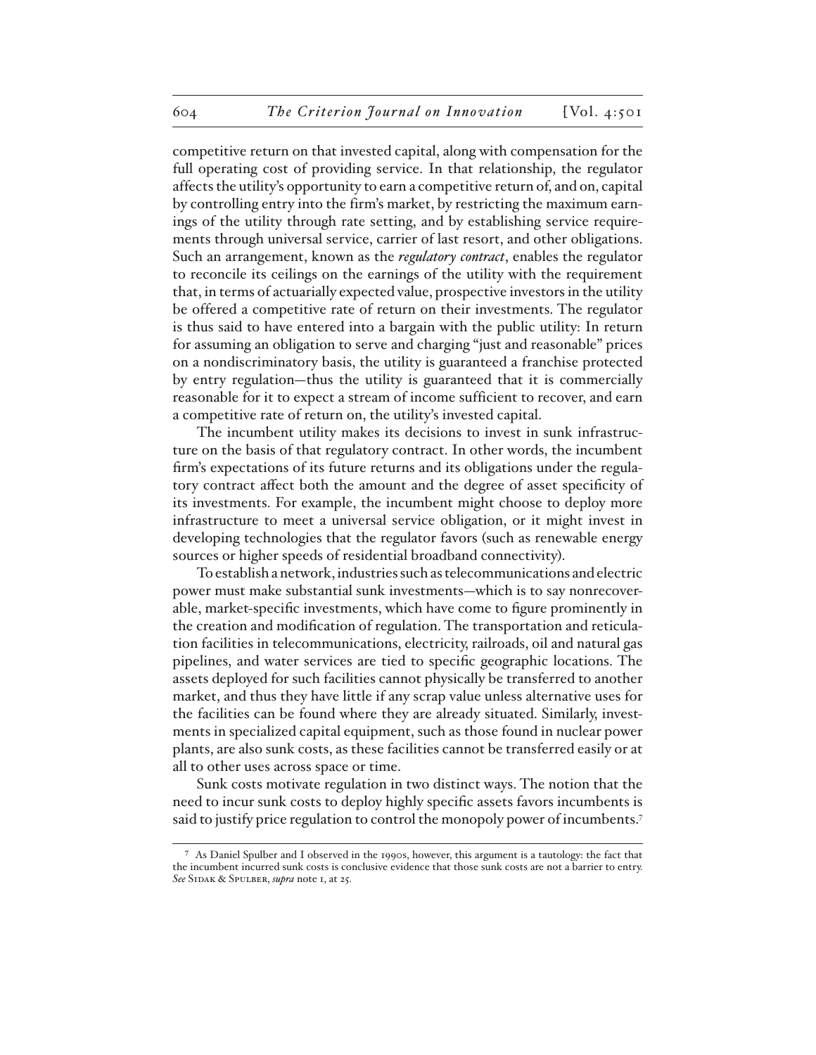competitive return on that invested capital, along with compensation for the full operating cost of providing service. In that relationship, the regulator affects the utility's opportunity to earn a competitive return of, and on, capital by controlling entry into the firm's market, by restricting the maximum earnings of the utility through rate setting, and by establishing service requirements through universal service, carrier of last resort, and other obligations. Such an arrangement, known as the *regulatory contract*, enables the regulator to reconcile its ceilings on the earnings of the utility with the requirement that, in terms of actuarially expected value, prospective investors in the utility be offered a competitive rate of return on their investments. The regulator is thus said to have entered into a bargain with the public utility: In return for assuming an obligation to serve and charging "just and reasonable" prices on a nondiscriminatory basis, the utility is guaranteed a franchise protected by entry regulation—thus the utility is guaranteed that it is commercially reasonable for it to expect a stream of income sufficient to recover, and earn a competitive rate of return on, the utility's invested capital.

The incumbent utility makes its decisions to invest in sunk infrastructure on the basis of that regulatory contract. In other words, the incumbent firm's expectations of its future returns and its obligations under the regulatory contract affect both the amount and the degree of asset specificity of its investments. For example, the incumbent might choose to deploy more infrastructure to meet a universal service obligation, or it might invest in developing technologies that the regulator favors (such as renewable energy sources or higher speeds of residential broadband connectivity).

To establish a network, industries such as telecommunications and electric power must make substantial sunk investments—which is to say nonrecoverable, market-specific investments, which have come to figure prominently in the creation and modification of regulation. The transportation and reticulation facilities in telecommunications, electricity, railroads, oil and natural gas pipelines, and water services are tied to specific geographic locations. The assets deployed for such facilities cannot physically be transferred to another market, and thus they have little if any scrap value unless alternative uses for the facilities can be found where they are already situated. Similarly, investments in specialized capital equipment, such as those found in nuclear power plants, are also sunk costs, as these facilities cannot be transferred easily or at all to other uses across space or time.

Sunk costs motivate regulation in two distinct ways. The notion that the need to incur sunk costs to deploy highly specific assets favors incumbents is said to justify price regulation to control the monopoly power of incumbents.[7]

[7] As Daniel Spulber and I observed in the 1990s, however, this argument is a tautology: the fact that the incumbent incurred sunk costs is conclusive evidence that those sunk costs are not a barrier to entry. *See* Sidak & Spulber, *supra* note 1, at 25.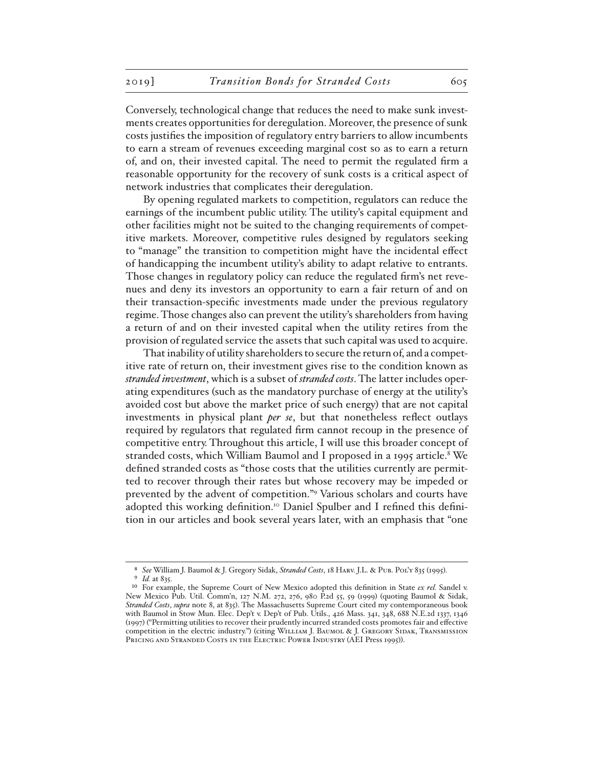Conversely, technological change that reduces the need to make sunk investments creates opportunities for deregulation. Moreover, the presence of sunk costs justifies the imposition of regulatory entry barriers to allow incumbents to earn a stream of revenues exceeding marginal cost so as to earn a return of, and on, their invested capital. The need to permit the regulated firm a reasonable opportunity for the recovery of sunk costs is a critical aspect of network industries that complicates their deregulation.

By opening regulated markets to competition, regulators can reduce the earnings of the incumbent public utility. The utility's capital equipment and other facilities might not be suited to the changing requirements of competitive markets. Moreover, competitive rules designed by regulators seeking to "manage" the transition to competition might have the incidental effect of handicapping the incumbent utility's ability to adapt relative to entrants. Those changes in regulatory policy can reduce the regulated firm's net revenues and deny its investors an opportunity to earn a fair return of and on their transaction-specific investments made under the previous regulatory regime. Those changes also can prevent the utility's shareholders from having a return of and on their invested capital when the utility retires from the provision of regulated service the assets that such capital was used to acquire.

That inability of utility shareholders to secure the return of, and a competitive rate of return on, their investment gives rise to the condition known as *stranded investment*, which is a subset of *stranded costs*. The latter includes operating expenditures (such as the mandatory purchase of energy at the utility's avoided cost but above the market price of such energy) that are not capital investments in physical plant *per se*, but that nonetheless reflect outlays required by regulators that regulated firm cannot recoup in the presence of competitive entry. Throughout this article, I will use this broader concept of stranded costs, which William Baumol and I proposed in a 1995 article.[8] We defined stranded costs as "those costs that the utilities currently are permitted to recover through their rates but whose recovery may be impeded or prevented by the advent of competition."[9] Various scholars and courts have adopted this working definition.[10] Daniel Spulber and I refined this definition in our articles and book several years later, with an emphasis that "one

---

[8] *See* William J. Baumol & J. Gregory Sidak, *Stranded Costs*, 18 Harv. J.L. & Pub. Pol'y 835 (1995).

[9] *Id.* at 835.

[10] For example, the Supreme Court of New Mexico adopted this definition in State *ex rel.* Sandel v. New Mexico Pub. Util. Comm'n, 127 N.M. 272, 276, 980 P.2d 55, 59 (1999) (quoting Baumol & Sidak, *Stranded Costs*, *supra* note 8, at 835). The Massachusetts Supreme Court cited my contemporaneous book with Baumol in Stow Mun. Elec. Dep't v. Dep't of Pub. Utils., 426 Mass. 341, 348, 688 N.E.2d 1337, 1346 (1997) ("Permitting utilities to recover their prudently incurred stranded costs promotes fair and effective competition in the electric industry.") (citing William J. Baumol & J. Gregory Sidak, Transmission Pricing and Stranded Costs in the Electric Power Industry (AEI Press 1995)).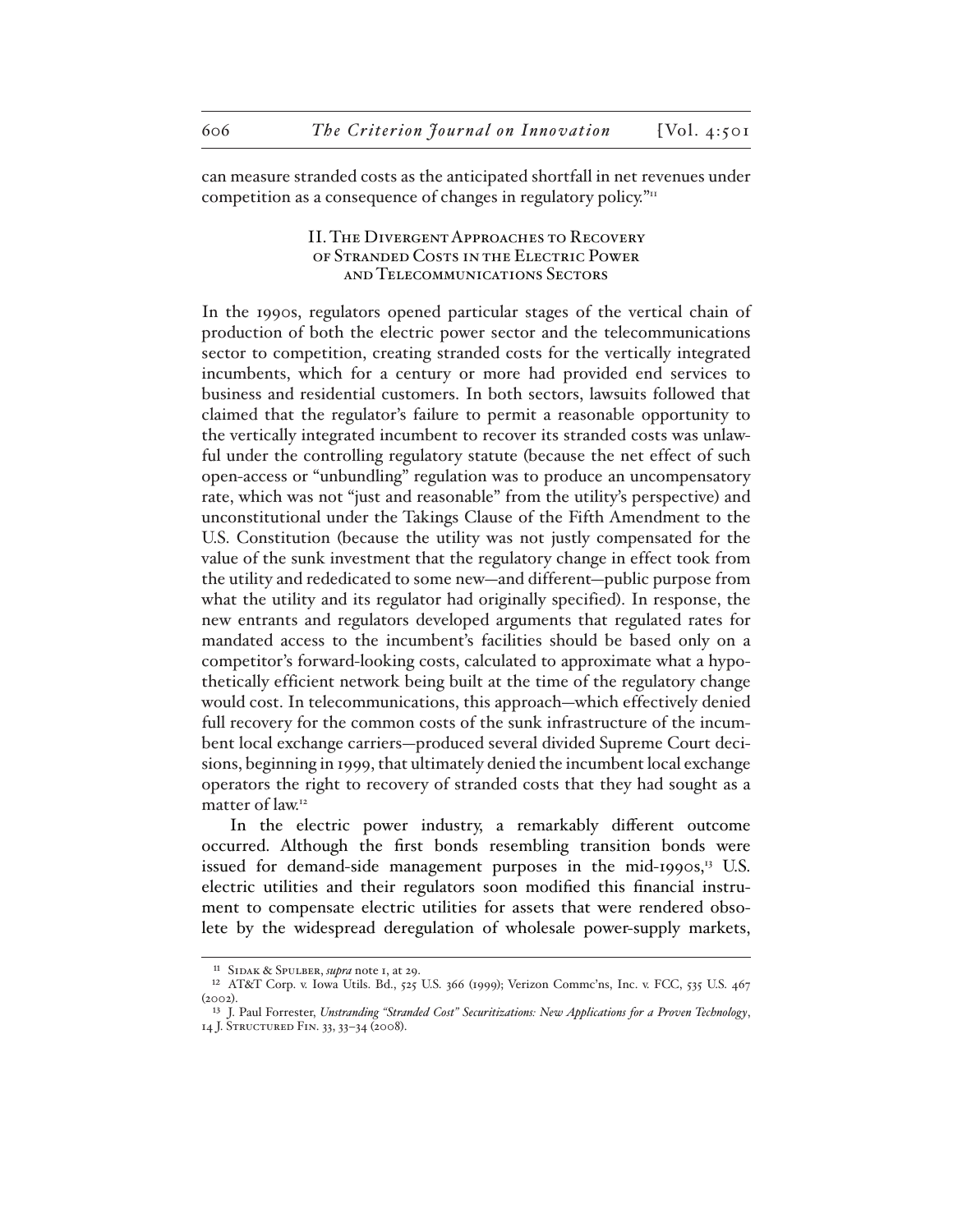can measure stranded costs as the anticipated shortfall in net revenues under competition as a consequence of changes in regulatory policy."[11]

## II. The Divergent Approaches to Recovery of Stranded Costs in the Electric Power and Telecommunications Sectors

In the 1990s, regulators opened particular stages of the vertical chain of production of both the electric power sector and the telecommunications sector to competition, creating stranded costs for the vertically integrated incumbents, which for a century or more had provided end services to business and residential customers. In both sectors, lawsuits followed that claimed that the regulator's failure to permit a reasonable opportunity to the vertically integrated incumbent to recover its stranded costs was unlawful under the controlling regulatory statute (because the net effect of such open-access or "unbundling" regulation was to produce an uncompensatory rate, which was not "just and reasonable" from the utility's perspective) and unconstitutional under the Takings Clause of the Fifth Amendment to the U.S. Constitution (because the utility was not justly compensated for the value of the sunk investment that the regulatory change in effect took from the utility and rededicated to some new—and different—public purpose from what the utility and its regulator had originally specified). In response, the new entrants and regulators developed arguments that regulated rates for mandated access to the incumbent's facilities should be based only on a competitor's forward-looking costs, calculated to approximate what a hypothetically efficient network being built at the time of the regulatory change would cost. In telecommunications, this approach—which effectively denied full recovery for the common costs of the sunk infrastructure of the incumbent local exchange carriers—produced several divided Supreme Court decisions, beginning in 1999, that ultimately denied the incumbent local exchange operators the right to recovery of stranded costs that they had sought as a matter of law.[12]

In the electric power industry, a remarkably different outcome occurred. Although the first bonds resembling transition bonds were issued for demand-side management purposes in the mid-1990s,[13] U.S. electric utilities and their regulators soon modified this financial instrument to compensate electric utilities for assets that were rendered obsolete by the widespread deregulation of wholesale power-supply markets,

---

[11] Sidak & Spulber, *supra* note 1, at 29.

[12] AT&T Corp. v. Iowa Utils. Bd., 525 U.S. 366 (1999); Verizon Commc'ns, Inc. v. FCC, 535 U.S. 467 (2002).

[13] J. Paul Forrester, *Unstranding "Stranded Cost" Securitizations: New Applications for a Proven Technology*, 14 J. Structured Fin. 33, 33–34 (2008).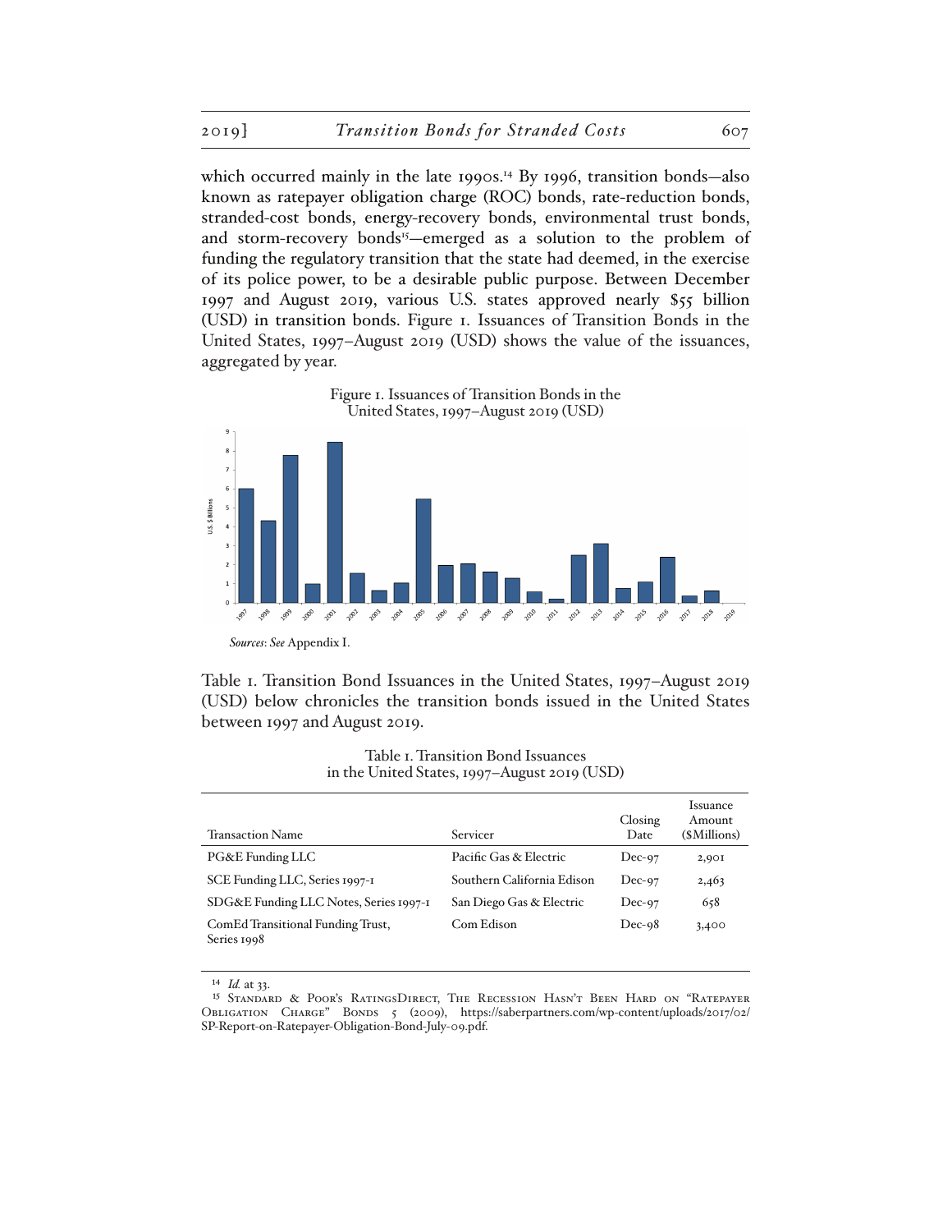which occurred mainly in the late 1990s.[14] By 1996, transition bonds—also known as ratepayer obligation charge (ROC) bonds, rate-reduction bonds, stranded-cost bonds, energy-recovery bonds, environmental trust bonds, and storm-recovery bonds[15]—emerged as a solution to the problem of funding the regulatory transition that the state had deemed, in the exercise of its police power, to be a desirable public purpose. Between December 1997 and August 2019, various U.S. states approved nearly $55 billion (USD) in transition bonds. Figure 1. Issuances of Transition Bonds in the United States, 1997–August 2019 (USD) shows the value of the issuances, aggregated by year.

Figure 1. Issuances of Transition Bonds in the United States, 1997–August 2019 (USD)

*Sources*: *See* Appendix I.

Table 1. Transition Bond Issuances in the United States, 1997–August 2019 (USD) below chronicles the transition bonds issued in the United States between 1997 and August 2019.

Table 1. Transition Bond Issuances in the United States, 1997–August 2019 (USD)

| Transaction Name | Servicer | Closing Date | Issuance Amount ($Millions) |
|---|---|---|---|
| PG&E Funding LLC | Pacific Gas & Electric | Dec-97 | 2,901 |
| SCE Funding LLC, Series 1997-1 | Southern California Edison | Dec-97 | 2,463 |
| SDG&E Funding LLC Notes, Series 1997-1 | San Diego Gas & Electric | Dec-97 | 658 |
| ComEd Transitional Funding Trust, Series 1998 | Com Edison | Dec-98 | 3,400 |

[14] *Id.* at 33.

[15] Standard & Poor's RatingsDirect, The Recession Hasn't Been Hard on "Ratepayer Obligation Charge" Bonds 5 (2009), https://saberpartners.com/wp-content/uploads/2017/02/SP-Report-on-Ratepayer-Obligation-Bond-July-09.pdf.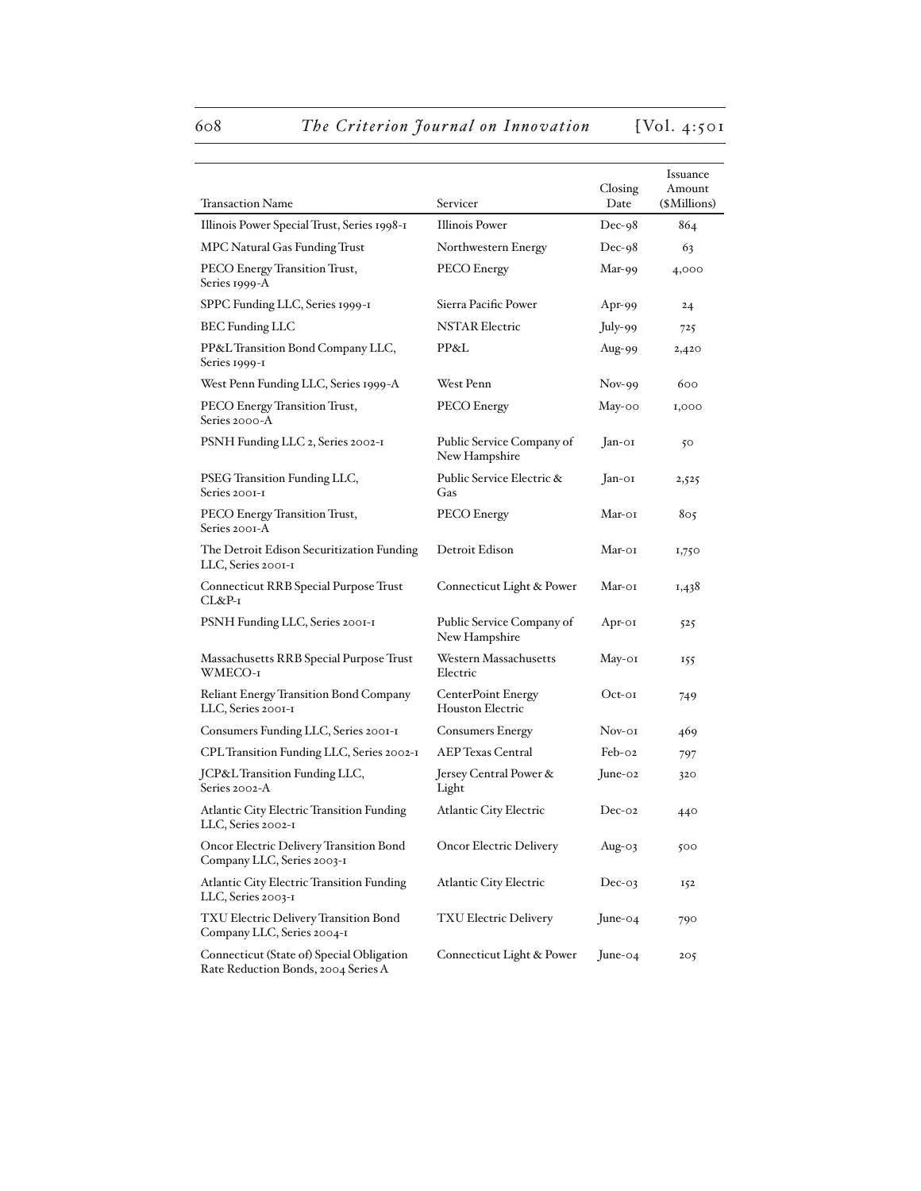| Transaction Name | Servicer | Closing Date | Issuance Amount ($Millions) |
|---|---|---|---|
| Illinois Power Special Trust, Series 1998-1 | Illinois Power | Dec-98 | 864 |
| MPC Natural Gas Funding Trust | Northwestern Energy | Dec-98 | 63 |
| PECO Energy Transition Trust, Series 1999-A | PECO Energy | Mar-99 | 4,000 |
| SPPC Funding LLC, Series 1999-1 | Sierra Pacific Power | Apr-99 | 24 |
| BEC Funding LLC | NSTAR Electric | July-99 | 725 |
| PP&L Transition Bond Company LLC, Series 1999-1 | PP&L | Aug-99 | 2,420 |
| West Penn Funding LLC, Series 1999-A | West Penn | Nov-99 | 600 |
| PECO Energy Transition Trust, Series 2000-A | PECO Energy | May-00 | 1,000 |
| PSNH Funding LLC 2, Series 2002-1 | Public Service Company of New Hampshire | Jan-01 | 50 |
| PSEG Transition Funding LLC, Series 2001-1 | Public Service Electric & Gas | Jan-01 | 2,525 |
| PECO Energy Transition Trust, Series 2001-A | PECO Energy | Mar-01 | 805 |
| The Detroit Edison Securitization Funding LLC, Series 2001-1 | Detroit Edison | Mar-01 | 1,750 |
| Connecticut RRB Special Purpose Trust CL&P-1 | Connecticut Light & Power | Mar-01 | 1,438 |
| PSNH Funding LLC, Series 2001-1 | Public Service Company of New Hampshire | Apr-01 | 525 |
| Massachusetts RRB Special Purpose Trust WMECO-1 | Western Massachusetts Electric | May-01 | 155 |
| Reliant Energy Transition Bond Company LLC, Series 2001-1 | CenterPoint Energy Houston Electric | Oct-01 | 749 |
| Consumers Funding LLC, Series 2001-1 | Consumers Energy | Nov-01 | 469 |
| CPL Transition Funding LLC, Series 2002-1 | AEP Texas Central | Feb-02 | 797 |
| JCP&L Transition Funding LLC, Series 2002-A | Jersey Central Power & Light | June-02 | 320 |
| Atlantic City Electric Transition Funding LLC, Series 2002-1 | Atlantic City Electric | Dec-02 | 440 |
| Oncor Electric Delivery Transition Bond Company LLC, Series 2003-1 | Oncor Electric Delivery | Aug-03 | 500 |
| Atlantic City Electric Transition Funding LLC, Series 2003-1 | Atlantic City Electric | Dec-03 | 152 |
| TXU Electric Delivery Transition Bond Company LLC, Series 2004-1 | TXU Electric Delivery | June-04 | 790 |
| Connecticut (State of) Special Obligation Rate Reduction Bonds, 2004 Series A | Connecticut Light & Power | June-04 | 205 |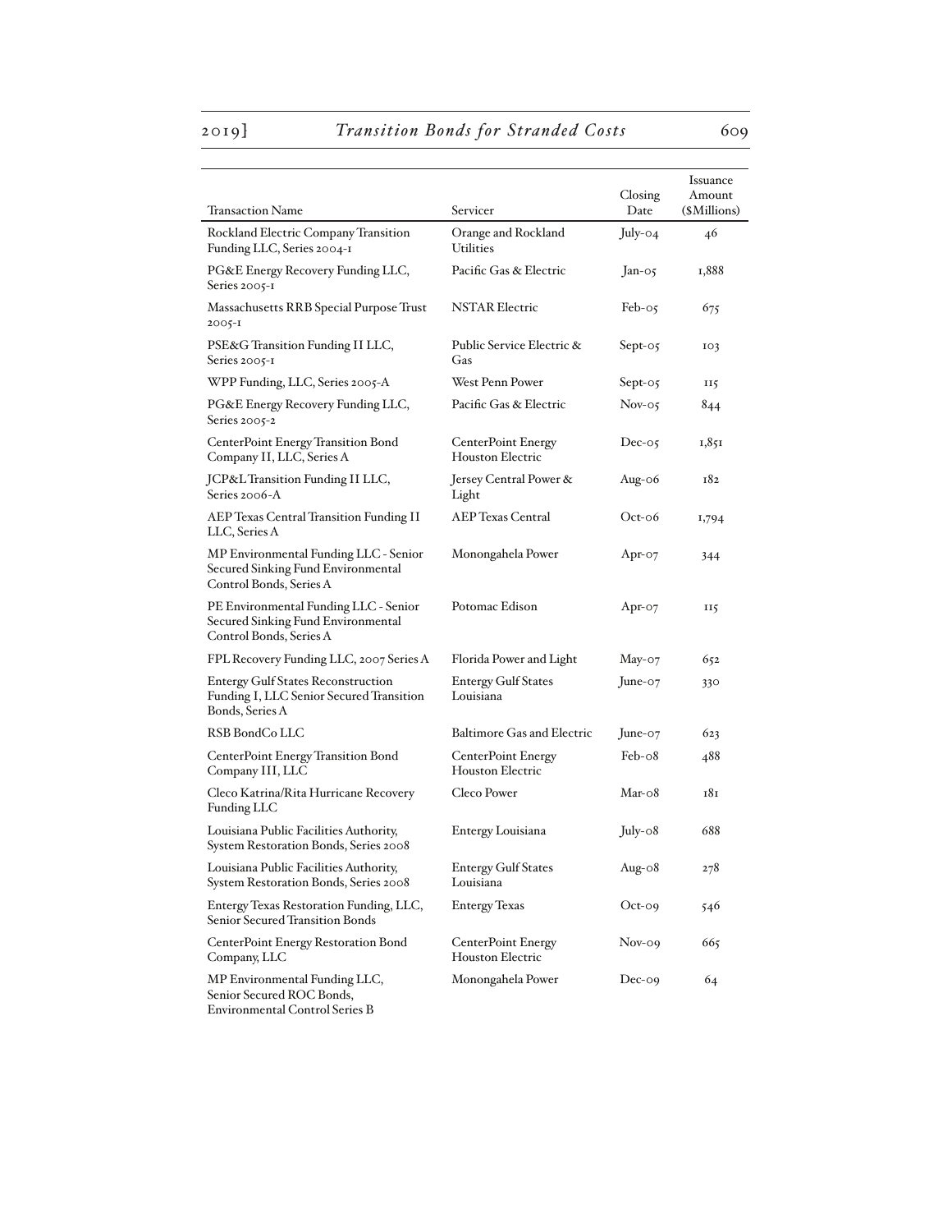| Transaction Name | Servicer | Closing Date | Issuance Amount ($Millions) |
|---|---|---|---|
| Rockland Electric Company Transition Funding LLC, Series 2004-1 | Orange and Rockland Utilities | July-04 | 46 |
| PG&E Energy Recovery Funding LLC, Series 2005-1 | Pacific Gas & Electric | Jan-05 | 1,888 |
| Massachusetts RRB Special Purpose Trust 2005-1 | NSTAR Electric | Feb-05 | 675 |
| PSE&G Transition Funding II LLC, Series 2005-1 | Public Service Electric & Gas | Sept-05 | 103 |
| WPP Funding, LLC, Series 2005-A | West Penn Power | Sept-05 | 115 |
| PG&E Energy Recovery Funding LLC, Series 2005-2 | Pacific Gas & Electric | Nov-05 | 844 |
| CenterPoint Energy Transition Bond Company II, LLC, Series A | CenterPoint Energy Houston Electric | Dec-05 | 1,851 |
| JCP&L Transition Funding II LLC, Series 2006-A | Jersey Central Power & Light | Aug-06 | 182 |
| AEP Texas Central Transition Funding II LLC, Series A | AEP Texas Central | Oct-06 | 1,794 |
| MP Environmental Funding LLC - Senior Secured Sinking Fund Environmental Control Bonds, Series A | Monongahela Power | Apr-07 | 344 |
| PE Environmental Funding LLC - Senior Secured Sinking Fund Environmental Control Bonds, Series A | Potomac Edison | Apr-07 | 115 |
| FPL Recovery Funding LLC, 2007 Series A | Florida Power and Light | May-07 | 652 |
| Entergy Gulf States Reconstruction Funding I, LLC Senior Secured Transition Bonds, Series A | Entergy Gulf States Louisiana | June-07 | 330 |
| RSB BondCo LLC | Baltimore Gas and Electric | June-07 | 623 |
| CenterPoint Energy Transition Bond Company III, LLC | CenterPoint Energy Houston Electric | Feb-08 | 488 |
| Cleco Katrina/Rita Hurricane Recovery Funding LLC | Cleco Power | Mar-08 | 181 |
| Louisiana Public Facilities Authority, System Restoration Bonds, Series 2008 | Entergy Louisiana | July-08 | 688 |
| Louisiana Public Facilities Authority, System Restoration Bonds, Series 2008 | Entergy Gulf States Louisiana | Aug-08 | 278 |
| Entergy Texas Restoration Funding, LLC, Senior Secured Transition Bonds | Entergy Texas | Oct-09 | 546 |
| CenterPoint Energy Restoration Bond Company, LLC | CenterPoint Energy Houston Electric | Nov-09 | 665 |
| MP Environmental Funding LLC, Senior Secured ROC Bonds, Environmental Control Series B | Monongahela Power | Dec-09 | 64 |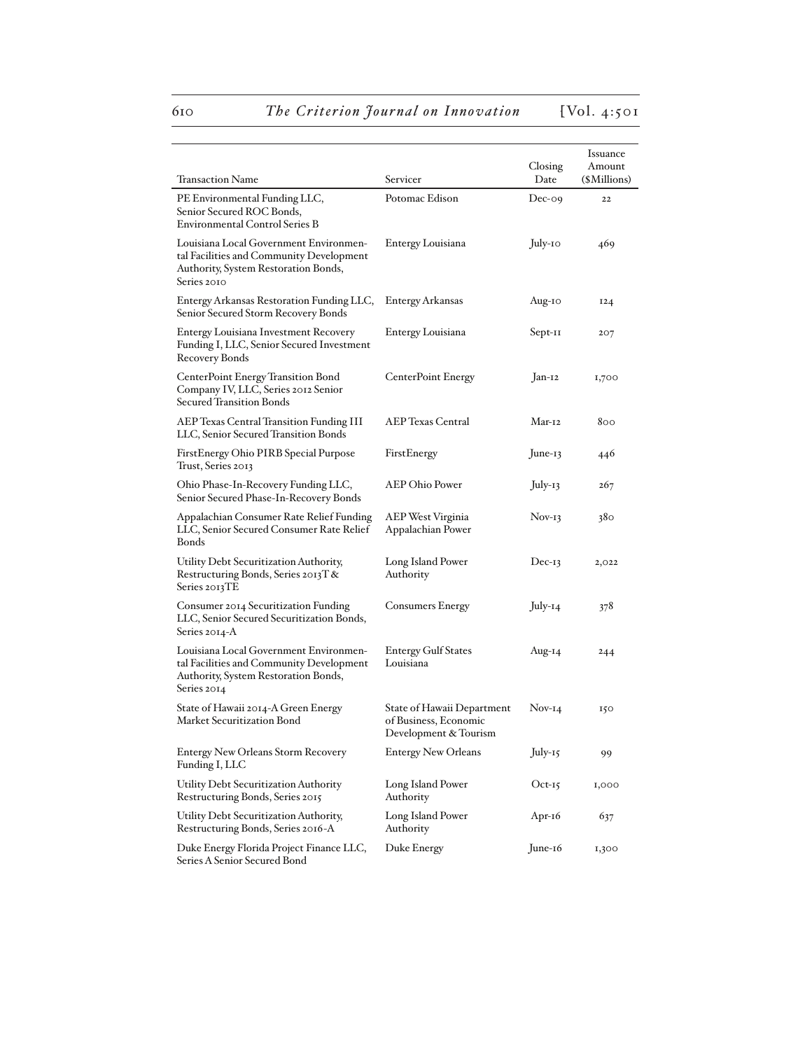| Transaction Name | Servicer | Closing Date | Issuance Amount ($Millions) |
| --- | --- | --- | --- |
| PE Environmental Funding LLC, Senior Secured ROC Bonds, Environmental Control Series B | Potomac Edison | Dec-09 | 22 |
| Louisiana Local Government Environmental Facilities and Community Development Authority, System Restoration Bonds, Series 2010 | Entergy Louisiana | July-10 | 469 |
| Entergy Arkansas Restoration Funding LLC, Senior Secured Storm Recovery Bonds | Entergy Arkansas | Aug-10 | 124 |
| Entergy Louisiana Investment Recovery Funding I, LLC, Senior Secured Investment Recovery Bonds | Entergy Louisiana | Sept-11 | 207 |
| CenterPoint Energy Transition Bond Company IV, LLC, Series 2012 Senior Secured Transition Bonds | CenterPoint Energy | Jan-12 | 1,700 |
| AEP Texas Central Transition Funding III LLC, Senior Secured Transition Bonds | AEP Texas Central | Mar-12 | 800 |
| FirstEnergy Ohio PIRB Special Purpose Trust, Series 2013 | FirstEnergy | June-13 | 446 |
| Ohio Phase-In-Recovery Funding LLC, Senior Secured Phase-In-Recovery Bonds | AEP Ohio Power | July-13 | 267 |
| Appalachian Consumer Rate Relief Funding LLC, Senior Secured Consumer Rate Relief Bonds | AEP West Virginia Appalachian Power | Nov-13 | 380 |
| Utility Debt Securitization Authority, Restructuring Bonds, Series 2013T & Series 2013TE | Long Island Power Authority | Dec-13 | 2,022 |
| Consumer 2014 Securitization Funding LLC, Senior Secured Securitization Bonds, Series 2014-A | Consumers Energy | July-14 | 378 |
| Louisiana Local Government Environmental Facilities and Community Development Authority, System Restoration Bonds, Series 2014 | Entergy Gulf States Louisiana | Aug-14 | 244 |
| State of Hawaii 2014-A Green Energy Market Securitization Bond | State of Hawaii Department of Business, Economic Development & Tourism | Nov-14 | 150 |
| Entergy New Orleans Storm Recovery Funding I, LLC | Entergy New Orleans | July-15 | 99 |
| Utility Debt Securitization Authority Restructuring Bonds, Series 2015 | Long Island Power Authority | Oct-15 | 1,000 |
| Utility Debt Securitization Authority, Restructuring Bonds, Series 2016-A | Long Island Power Authority | Apr-16 | 637 |
| Duke Energy Florida Project Finance LLC, Series A Senior Secured Bond | Duke Energy | June-16 | 1,300 |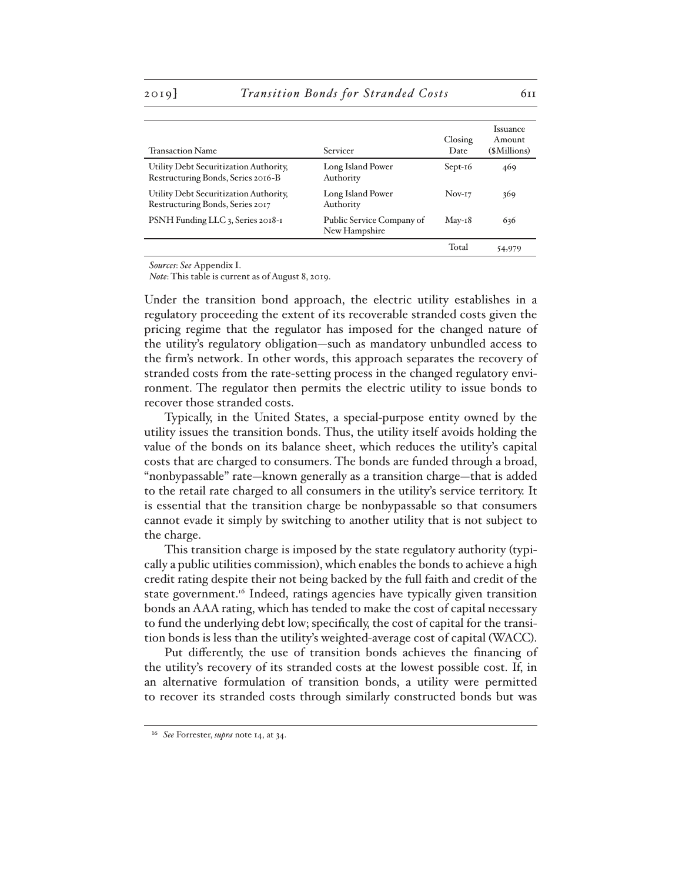| Transaction Name | Servicer | Closing Date | Issuance Amount ($Millions) |
|---|---|---|---|
| Utility Debt Securitization Authority, Restructuring Bonds, Series 2016-B | Long Island Power Authority | Sept-16 | 469 |
| Utility Debt Securitization Authority, Restructuring Bonds, Series 2017 | Long Island Power Authority | Nov-17 | 369 |
| PSNH Funding LLC 3, Series 2018-1 | Public Service Company of New Hampshire | May-18 | 636 |
| | | Total | 54,979 |

*Sources*: *See* Appendix I.
*Note*: This table is current as of August 8, 2019.

Under the transition bond approach, the electric utility establishes in a regulatory proceeding the extent of its recoverable stranded costs given the pricing regime that the regulator has imposed for the changed nature of the utility's regulatory obligation—such as mandatory unbundled access to the firm's network. In other words, this approach separates the recovery of stranded costs from the rate-setting process in the changed regulatory environment. The regulator then permits the electric utility to issue bonds to recover those stranded costs.

Typically, in the United States, a special-purpose entity owned by the utility issues the transition bonds. Thus, the utility itself avoids holding the value of the bonds on its balance sheet, which reduces the utility's capital costs that are charged to consumers. The bonds are funded through a broad, "nonbypassable" rate—known generally as a transition charge—that is added to the retail rate charged to all consumers in the utility's service territory. It is essential that the transition charge be nonbypassable so that consumers cannot evade it simply by switching to another utility that is not subject to the charge.

This transition charge is imposed by the state regulatory authority (typically a public utilities commission), which enables the bonds to achieve a high credit rating despite their not being backed by the full faith and credit of the state government.[16] Indeed, ratings agencies have typically given transition bonds an AAA rating, which has tended to make the cost of capital necessary to fund the underlying debt low; specifically, the cost of capital for the transition bonds is less than the utility's weighted-average cost of capital (WACC).

Put differently, the use of transition bonds achieves the financing of the utility's recovery of its stranded costs at the lowest possible cost. If, in an alternative formulation of transition bonds, a utility were permitted to recover its stranded costs through similarly constructed bonds but was

[16] *See* Forrester, *supra* note 14, at 34.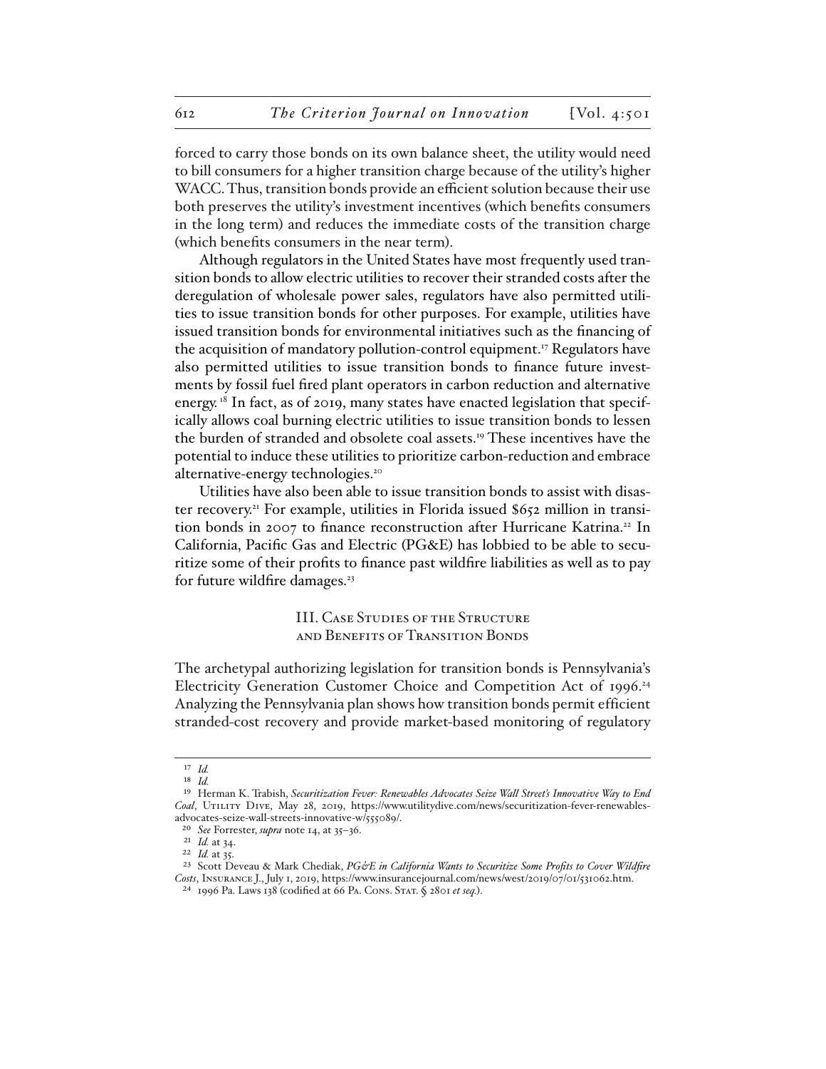forced to carry those bonds on its own balance sheet, the utility would need to bill consumers for a higher transition charge because of the utility's higher WACC. Thus, transition bonds provide an efficient solution because their use both preserves the utility's investment incentives (which benefits consumers in the long term) and reduces the immediate costs of the transition charge (which benefits consumers in the near term).

Although regulators in the United States have most frequently used transition bonds to allow electric utilities to recover their stranded costs after the deregulation of wholesale power sales, regulators have also permitted utilities to issue transition bonds for other purposes. For example, utilities have issued transition bonds for environmental initiatives such as the financing of the acquisition of mandatory pollution-control equipment.[17] Regulators have also permitted utilities to issue transition bonds to finance future investments by fossil fuel fired plant operators in carbon reduction and alternative energy.[18] In fact, as of 2019, many states have enacted legislation that specifically allows coal burning electric utilities to issue transition bonds to lessen the burden of stranded and obsolete coal assets.[19] These incentives have the potential to induce these utilities to prioritize carbon-reduction and embrace alternative-energy technologies.[20]

Utilities have also been able to issue transition bonds to assist with disaster recovery.[21] For example, utilities in Florida issued $652 million in transition bonds in 2007 to finance reconstruction after Hurricane Katrina.[22] In California, Pacific Gas and Electric (PG&E) has lobbied to be able to securitize some of their profits to finance past wildfire liabilities as well as to pay for future wildfire damages.[23]

## III. Case Studies of the Structure and Benefits of Transition Bonds

The archetypal authorizing legislation for transition bonds is Pennsylvania's Electricity Generation Customer Choice and Competition Act of 1996.[24] Analyzing the Pennsylvania plan shows how transition bonds permit efficient stranded-cost recovery and provide market-based monitoring of regulatory

---

[17] *Id.*

[18] *Id.*

[19] Herman K. Trabish, *Securitization Fever: Renewables Advocates Seize Wall Street's Innovative Way to End Coal*, Utility Dive, May 28, 2019, https://www.utilitydive.com/news/securitization-fever-renewables-advocates-seize-wall-streets-innovative-w/555089/.

[20] *See* Forrester, *supra* note 14, at 35–36.

[21] *Id.* at 34.

[22] *Id.* at 35.

[23] Scott Deveau & Mark Chediak, *PG&E in California Wants to Securitize Some Profits to Cover Wildfire Costs*, Insurance J., July 1, 2019, https://www.insurancejournal.com/news/west/2019/07/01/531062.htm.

[24] 1996 Pa. Laws 138 (codified at 66 Pa. Cons. Stat. § 2801 *et seq.*).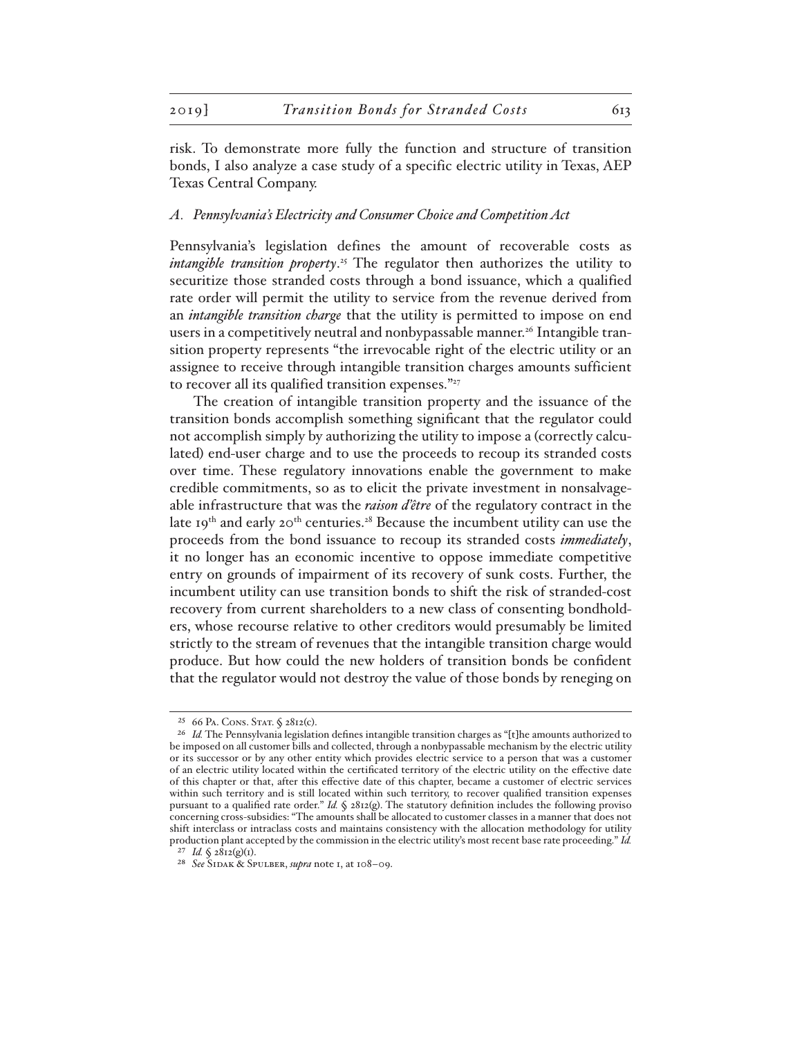risk. To demonstrate more fully the function and structure of transition bonds, I also analyze a case study of a specific electric utility in Texas, AEP Texas Central Company.

### *A. Pennsylvania's Electricity and Consumer Choice and Competition Act*

Pennsylvania's legislation defines the amount of recoverable costs as *intangible transition property*.[25] The regulator then authorizes the utility to securitize those stranded costs through a bond issuance, which a qualified rate order will permit the utility to service from the revenue derived from an *intangible transition charge* that the utility is permitted to impose on end users in a competitively neutral and nonbypassable manner.[26] Intangible transition property represents "the irrevocable right of the electric utility or an assignee to receive through intangible transition charges amounts sufficient to recover all its qualified transition expenses."[27]

The creation of intangible transition property and the issuance of the transition bonds accomplish something significant that the regulator could not accomplish simply by authorizing the utility to impose a (correctly calculated) end-user charge and to use the proceeds to recoup its stranded costs over time. These regulatory innovations enable the government to make credible commitments, so as to elicit the private investment in nonsalvageable infrastructure that was the *raison d'être* of the regulatory contract in the late 19th and early 20th centuries.[28] Because the incumbent utility can use the proceeds from the bond issuance to recoup its stranded costs *immediately*, it no longer has an economic incentive to oppose immediate competitive entry on grounds of impairment of its recovery of sunk costs. Further, the incumbent utility can use transition bonds to shift the risk of stranded-cost recovery from current shareholders to a new class of consenting bondholders, whose recourse relative to other creditors would presumably be limited strictly to the stream of revenues that the intangible transition charge would produce. But how could the new holders of transition bonds be confident that the regulator would not destroy the value of those bonds by reneging on

---

[25] 66 Pa. Cons. Stat. § 2812(c).

[26] *Id.* The Pennsylvania legislation defines intangible transition charges as "[t]he amounts authorized to be imposed on all customer bills and collected, through a nonbypassable mechanism by the electric utility or its successor or by any other entity which provides electric service to a person that was a customer of an electric utility located within the certificated territory of the electric utility on the effective date of this chapter or that, after this effective date of this chapter, became a customer of electric services within such territory and is still located within such territory, to recover qualified transition expenses pursuant to a qualified rate order." *Id.* § 2812(g). The statutory definition includes the following proviso concerning cross-subsidies: "The amounts shall be allocated to customer classes in a manner that does not shift interclass or intraclass costs and maintains consistency with the allocation methodology for utility production plant accepted by the commission in the electric utility's most recent base rate proceeding." *Id.*

[27] *Id.* § 2812(g)(1).

[28] *See* Sidak & Spulber, *supra* note 1, at 108–09.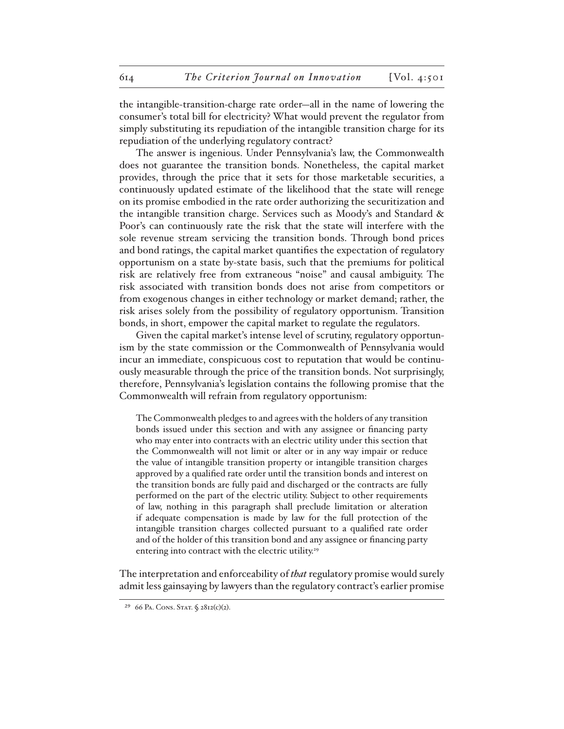the intangible-transition-charge rate order—all in the name of lowering the consumer's total bill for electricity? What would prevent the regulator from simply substituting its repudiation of the intangible transition charge for its repudiation of the underlying regulatory contract?

The answer is ingenious. Under Pennsylvania's law, the Commonwealth does not guarantee the transition bonds. Nonetheless, the capital market provides, through the price that it sets for those marketable securities, a continuously updated estimate of the likelihood that the state will renege on its promise embodied in the rate order authorizing the securitization and the intangible transition charge. Services such as Moody's and Standard & Poor's can continuously rate the risk that the state will interfere with the sole revenue stream servicing the transition bonds. Through bond prices and bond ratings, the capital market quantifies the expectation of regulatory opportunism on a state by-state basis, such that the premiums for political risk are relatively free from extraneous "noise" and causal ambiguity. The risk associated with transition bonds does not arise from competitors or from exogenous changes in either technology or market demand; rather, the risk arises solely from the possibility of regulatory opportunism. Transition bonds, in short, empower the capital market to regulate the regulators.

Given the capital market's intense level of scrutiny, regulatory opportunism by the state commission or the Commonwealth of Pennsylvania would incur an immediate, conspicuous cost to reputation that would be continuously measurable through the price of the transition bonds. Not surprisingly, therefore, Pennsylvania's legislation contains the following promise that the Commonwealth will refrain from regulatory opportunism:

> The Commonwealth pledges to and agrees with the holders of any transition bonds issued under this section and with any assignee or financing party who may enter into contracts with an electric utility under this section that the Commonwealth will not limit or alter or in any way impair or reduce the value of intangible transition property or intangible transition charges approved by a qualified rate order until the transition bonds and interest on the transition bonds are fully paid and discharged or the contracts are fully performed on the part of the electric utility. Subject to other requirements of law, nothing in this paragraph shall preclude limitation or alteration if adequate compensation is made by law for the full protection of the intangible transition charges collected pursuant to a qualified rate order and of the holder of this transition bond and any assignee or financing party entering into contract with the electric utility.[29]

The interpretation and enforceability of *that* regulatory promise would surely admit less gainsaying by lawyers than the regulatory contract's earlier promise

[29] 66 Pa. Cons. Stat. § 2812(c)(2).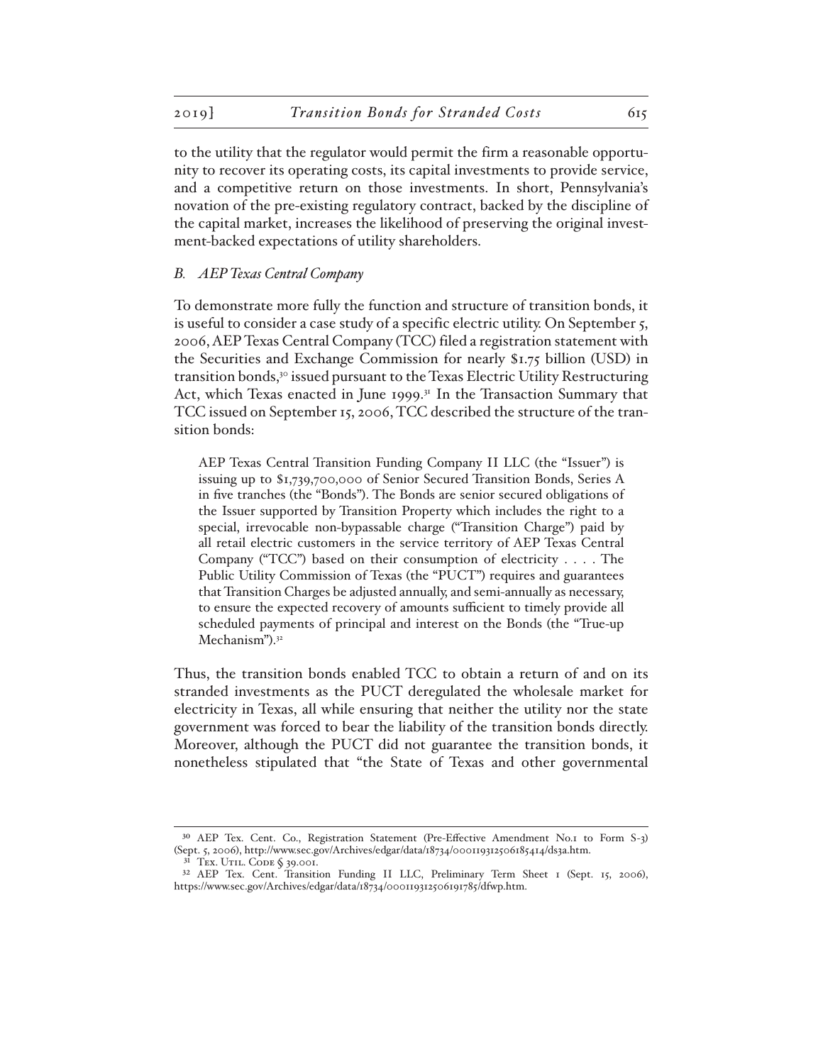to the utility that the regulator would permit the firm a reasonable opportunity to recover its operating costs, its capital investments to provide service, and a competitive return on those investments. In short, Pennsylvania's novation of the pre-existing regulatory contract, backed by the discipline of the capital market, increases the likelihood of preserving the original investment-backed expectations of utility shareholders.

### *B. AEP Texas Central Company*

To demonstrate more fully the function and structure of transition bonds, it is useful to consider a case study of a specific electric utility. On September 5, 2006, AEP Texas Central Company (TCC) filed a registration statement with the Securities and Exchange Commission for nearly $1.75 billion (USD) in transition bonds,[30] issued pursuant to the Texas Electric Utility Restructuring Act, which Texas enacted in June 1999.[31] In the Transaction Summary that TCC issued on September 15, 2006, TCC described the structure of the transition bonds:

> AEP Texas Central Transition Funding Company II LLC (the "Issuer") is issuing up to $1,739,700,000 of Senior Secured Transition Bonds, Series A in five tranches (the "Bonds"). The Bonds are senior secured obligations of the Issuer supported by Transition Property which includes the right to a special, irrevocable non-bypassable charge ("Transition Charge") paid by all retail electric customers in the service territory of AEP Texas Central Company ("TCC") based on their consumption of electricity . . . . The Public Utility Commission of Texas (the "PUCT") requires and guarantees that Transition Charges be adjusted annually, and semi-annually as necessary, to ensure the expected recovery of amounts sufficient to timely provide all scheduled payments of principal and interest on the Bonds (the "True-up Mechanism").[32]

Thus, the transition bonds enabled TCC to obtain a return of and on its stranded investments as the PUCT deregulated the wholesale market for electricity in Texas, all while ensuring that neither the utility nor the state government was forced to bear the liability of the transition bonds directly. Moreover, although the PUCT did not guarantee the transition bonds, it nonetheless stipulated that "the State of Texas and other governmental

---

[30] AEP Tex. Cent. Co., Registration Statement (Pre-Effective Amendment No.1 to Form S-3) (Sept. 5, 2006), http://www.sec.gov/Archives/edgar/data/18734/000119312506185414/ds3a.htm.

[31] Tex. Util. Code § 39.001.

[32] AEP Tex. Cent. Transition Funding II LLC, Preliminary Term Sheet 1 (Sept. 15, 2006), https://www.sec.gov/Archives/edgar/data/18734/000119312506191785/dfwp.htm.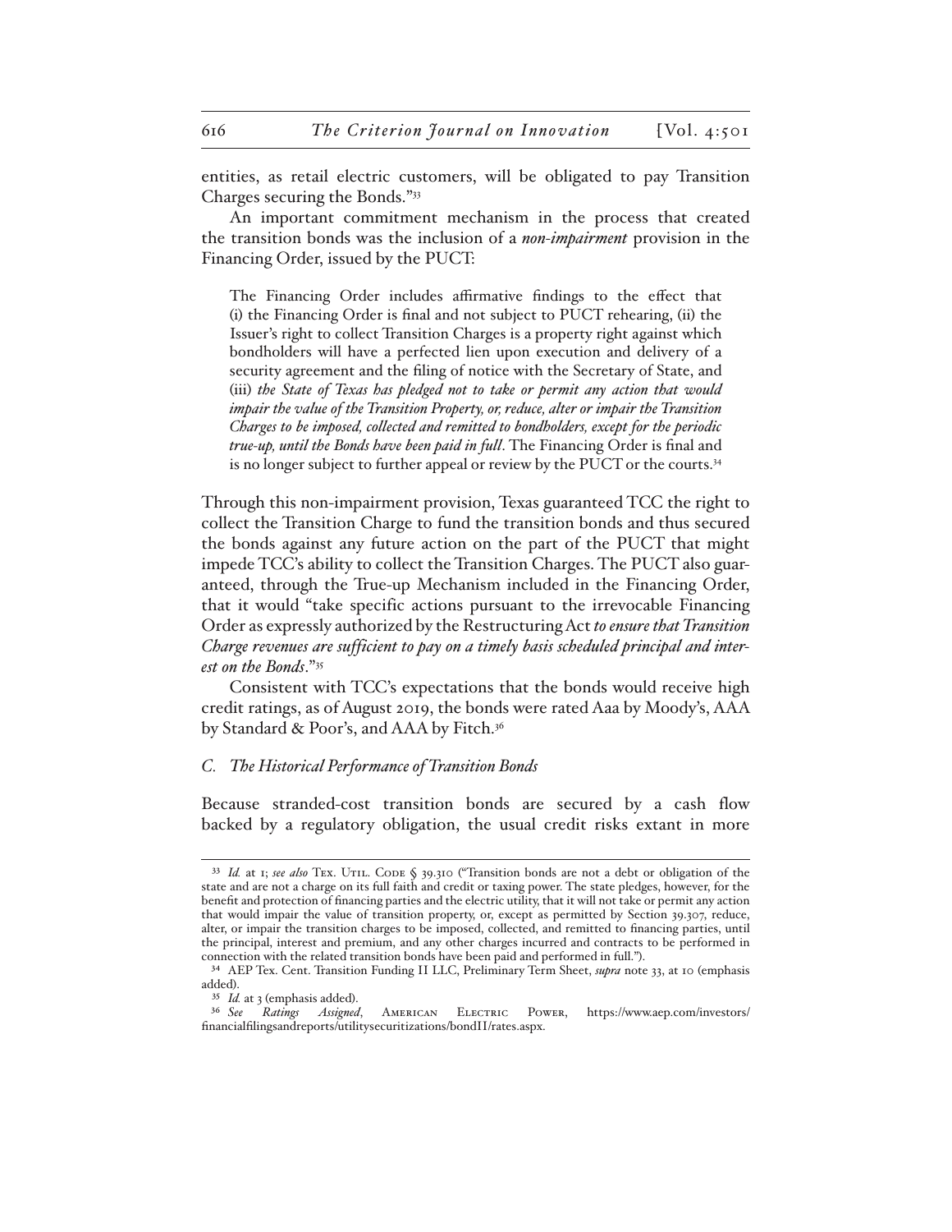entities, as retail electric customers, will be obligated to pay Transition Charges securing the Bonds."[33]

An important commitment mechanism in the process that created the transition bonds was the inclusion of a *non-impairment* provision in the Financing Order, issued by the PUCT:

> The Financing Order includes affirmative findings to the effect that (i) the Financing Order is final and not subject to PUCT rehearing, (ii) the Issuer's right to collect Transition Charges is a property right against which bondholders will have a perfected lien upon execution and delivery of a security agreement and the filing of notice with the Secretary of State, and (iii) *the State of Texas has pledged not to take or permit any action that would impair the value of the Transition Property, or, reduce, alter or impair the Transition Charges to be imposed, collected and remitted to bondholders, except for the periodic true-up, until the Bonds have been paid in full*. The Financing Order is final and is no longer subject to further appeal or review by the PUCT or the courts.[34]

Through this non-impairment provision, Texas guaranteed TCC the right to collect the Transition Charge to fund the transition bonds and thus secured the bonds against any future action on the part of the PUCT that might impede TCC's ability to collect the Transition Charges. The PUCT also guaranteed, through the True-up Mechanism included in the Financing Order, that it would "take specific actions pursuant to the irrevocable Financing Order as expressly authorized by the Restructuring Act *to ensure that Transition Charge revenues are sufficient to pay on a timely basis scheduled principal and interest on the Bonds*."[35]

Consistent with TCC's expectations that the bonds would receive high credit ratings, as of August 2019, the bonds were rated Aaa by Moody's, AAA by Standard & Poor's, and AAA by Fitch.[36]

### *C. The Historical Performance of Transition Bonds*

Because stranded-cost transition bonds are secured by a cash flow backed by a regulatory obligation, the usual credit risks extant in more

---

[33] *Id.* at 1; *see also* Tex. Util. Code § 39.310 ("Transition bonds are not a debt or obligation of the state and are not a charge on its full faith and credit or taxing power. The state pledges, however, for the benefit and protection of financing parties and the electric utility, that it will not take or permit any action that would impair the value of transition property, or, except as permitted by Section 39.307, reduce, alter, or impair the transition charges to be imposed, collected, and remitted to financing parties, until the principal, interest and premium, and any other charges incurred and contracts to be performed in connection with the related transition bonds have been paid and performed in full.").

[34] AEP Tex. Cent. Transition Funding II LLC, Preliminary Term Sheet, *supra* note 33, at 10 (emphasis added).

[35] *Id.* at 3 (emphasis added).

[36] *See Ratings Assigned*, American Electric Power, https://www.aep.com/investors/financialfilingsandreports/utilitysecuritizations/bondII/rates.aspx.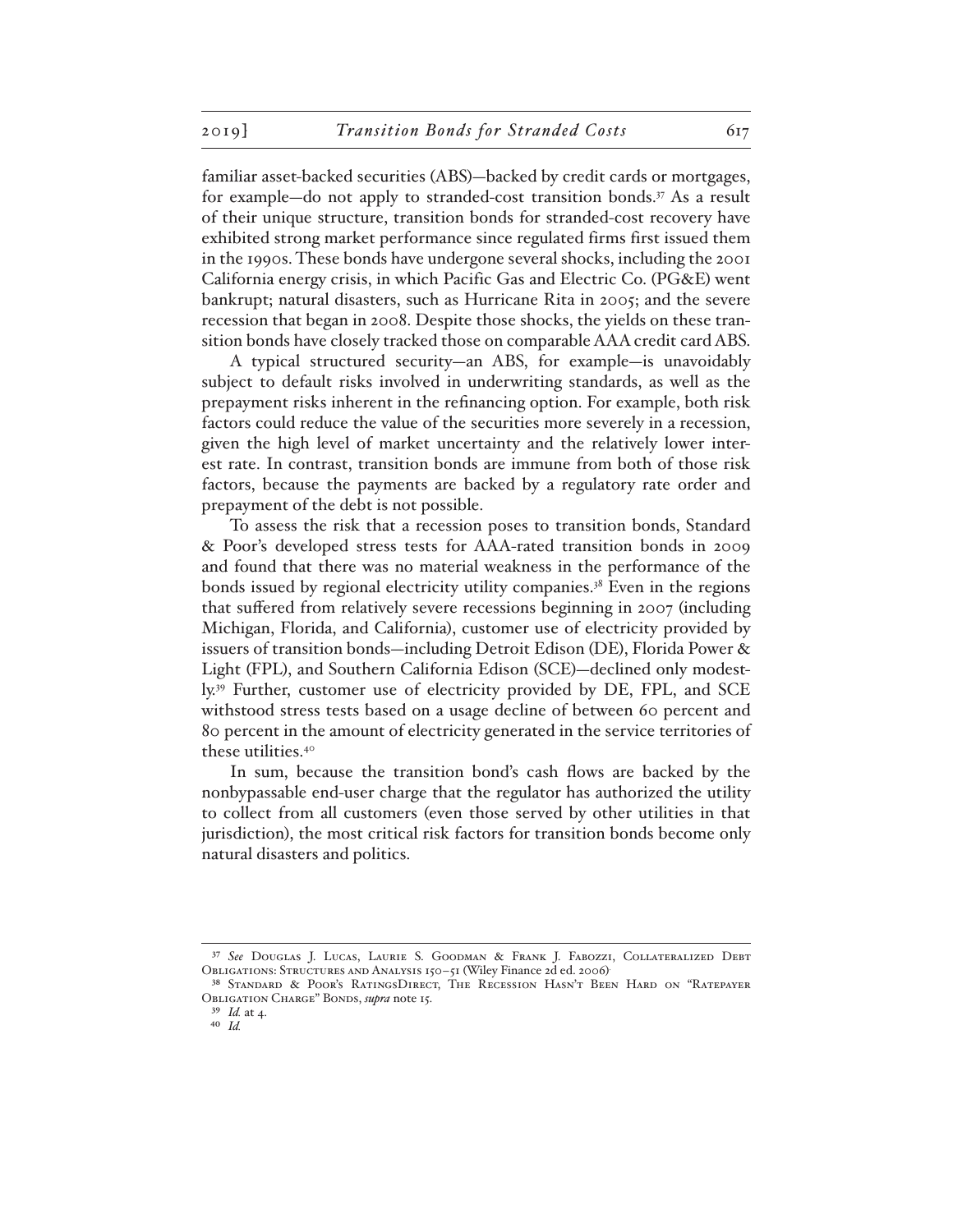familiar asset-backed securities (ABS)—backed by credit cards or mortgages, for example—do not apply to stranded-cost transition bonds.[37] As a result of their unique structure, transition bonds for stranded-cost recovery have exhibited strong market performance since regulated firms first issued them in the 1990s. These bonds have undergone several shocks, including the 2001 California energy crisis, in which Pacific Gas and Electric Co. (PG&E) went bankrupt; natural disasters, such as Hurricane Rita in 2005; and the severe recession that began in 2008. Despite those shocks, the yields on these transition bonds have closely tracked those on comparable AAA credit card ABS.

A typical structured security—an ABS, for example—is unavoidably subject to default risks involved in underwriting standards, as well as the prepayment risks inherent in the refinancing option. For example, both risk factors could reduce the value of the securities more severely in a recession, given the high level of market uncertainty and the relatively lower interest rate. In contrast, transition bonds are immune from both of those risk factors, because the payments are backed by a regulatory rate order and prepayment of the debt is not possible.

To assess the risk that a recession poses to transition bonds, Standard & Poor's developed stress tests for AAA-rated transition bonds in 2009 and found that there was no material weakness in the performance of the bonds issued by regional electricity utility companies.[38] Even in the regions that suffered from relatively severe recessions beginning in 2007 (including Michigan, Florida, and California), customer use of electricity provided by issuers of transition bonds—including Detroit Edison (DE), Florida Power & Light (FPL), and Southern California Edison (SCE)—declined only modestly.[39] Further, customer use of electricity provided by DE, FPL, and SCE withstood stress tests based on a usage decline of between 60 percent and 80 percent in the amount of electricity generated in the service territories of these utilities.[40]

In sum, because the transition bond's cash flows are backed by the nonbypassable end-user charge that the regulator has authorized the utility to collect from all customers (even those served by other utilities in that jurisdiction), the most critical risk factors for transition bonds become only natural disasters and politics.

---

[37] *See* Douglas J. Lucas, Laurie S. Goodman & Frank J. Fabozzi, Collateralized Debt Obligations: Structures and Analysis 150–51 (Wiley Finance 2d ed. 2006).

[38] Standard & Poor's RatingsDirect, The Recession Hasn't Been Hard on "Ratepayer Obligation Charge" Bonds, *supra* note 15.

[39] *Id.* at 4.

[40] *Id.*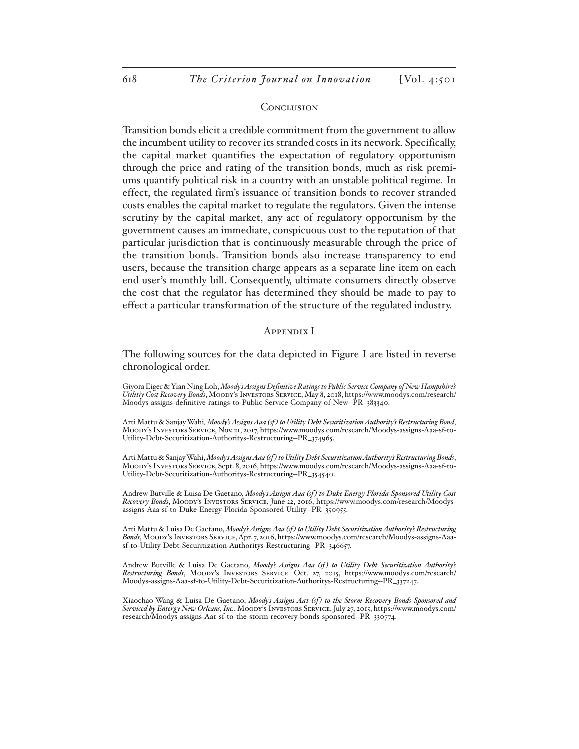## Conclusion

Transition bonds elicit a credible commitment from the government to allow the incumbent utility to recover its stranded costs in its network. Specifically, the capital market quantifies the expectation of regulatory opportunism through the price and rating of the transition bonds, much as risk premiums quantify political risk in a country with an unstable political regime. In effect, the regulated firm's issuance of transition bonds to recover stranded costs enables the capital market to regulate the regulators. Given the intense scrutiny by the capital market, any act of regulatory opportunism by the government causes an immediate, conspicuous cost to the reputation of that particular jurisdiction that is continuously measurable through the price of the transition bonds. Transition bonds also increase transparency to end users, because the transition charge appears as a separate line item on each end user's monthly bill. Consequently, ultimate consumers directly observe the cost that the regulator has determined they should be made to pay to effect a particular transformation of the structure of the regulated industry.

## Appendix I

The following sources for the data depicted in Figure I are listed in reverse chronological order.

Giyora Eiger & Yian Ning Loh, *Moody's Assigns Definitive Ratings to Public Service Company of New Hampshire's Utilitiy Cost Recovery Bonds*, Moody's Investors Service, May 8, 2018, https://www.moodys.com/research/Moodys-assigns-definitive-ratings-to-Public-Service-Company-of-New--PR_383340.

Arti Mattu & Sanjay Wahi, *Moody's Assigns Aaa (sf) to Utility Debt Securitization Authority's Restructuring Bond*, Moody's Investors Service, Nov. 21, 2017, https://www.moodys.com/research/Moodys-assigns-Aaa-sf-to-Utility-Debt-Securitization-Authoritys-Restructuring--PR_374965.

Arti Mattu & Sanjay Wahi, *Moody's Assigns Aaa (sf) to Utility Debt Securitization Authority's Restructuring Bonds*, Moody's Investors Service, Sept. 8, 2016, https://www.moodys.com/research/Moodys-assigns-Aaa-sf-to-Utility-Debt-Securitization-Authoritys-Restructuring--PR_354540.

Andrew Butville & Luisa De Gaetano, *Moody's Assigns Aaa (sf) to Duke Energy Florida-Sponsored Utility Cost Recovery Bonds*, Moody's Investors Service, June 22, 2016, https://www.moodys.com/research/Moodys-assigns-Aaa-sf-to-Duke-Energy-Florida-Sponsored-Utility--PR_350955.

Arti Mattu & Luisa De Gaetano, *Moody's Assigns Aaa (sf) to Utility Debt Securitization Authority's Restructuring Bonds*, Moody's Investors Service, Apr. 7, 2016, https://www.moodys.com/research/Moodys-assigns-Aaa-sf-to-Utility-Debt-Securitization-Authoritys-Restructuring--PR_346657.

Andrew Butville & Luisa De Gaetano, *Moody's Assigns Aaa (sf) to Utility Debt Securitization Authority's Restructuring Bonds*, Moody's Investors Service, Oct. 27, 2015, https://www.moodys.com/research/Moodys-assigns-Aaa-sf-to-Utility-Debt-Securitization-Authoritys-Restructuring--PR_337247.

Xiaochao Wang & Luisa De Gaetano, *Moody's Assigns Aa1 (sf) to the Storm Recovery Bonds Sponsored and Serviced by Entergy New Orleans, Inc.*, Moody's Investors Service, July 27, 2015, https://www.moodys.com/research/Moodys-assigns-Aa1-sf-to-the-storm-recovery-bonds-sponsored--PR_330774.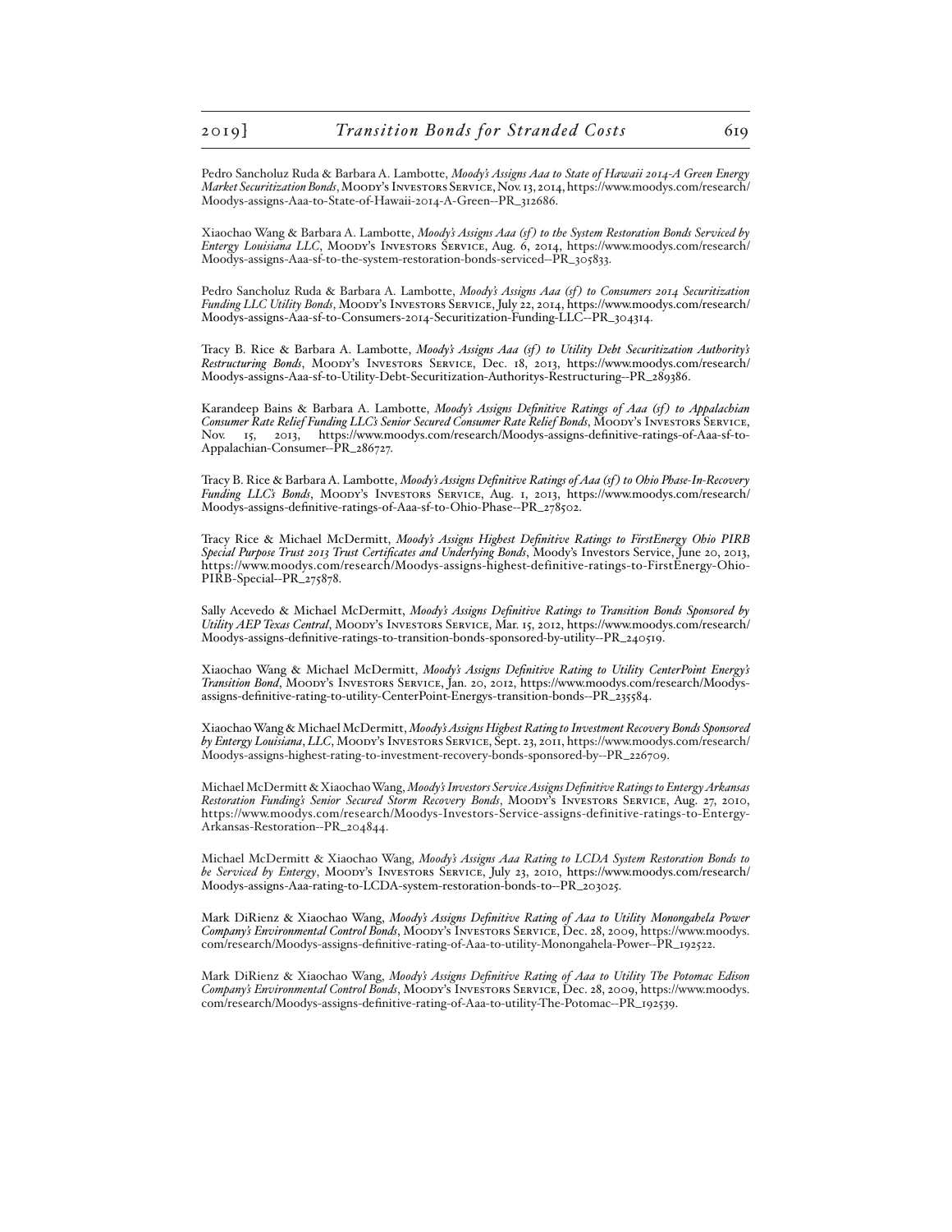Pedro Sancholuz Ruda & Barbara A. Lambotte, *Moody's Assigns Aaa to State of Hawaii 2014-A Green Energy Market Securitization Bonds*, Moody's Investors Service, Nov. 13, 2014, https://www.moodys.com/research/Moodys-assigns-Aaa-to-State-of-Hawaii-2014-A-Green--PR_312686.

Xiaochao Wang & Barbara A. Lambotte, *Moody's Assigns Aaa (sf) to the System Restoration Bonds Serviced by Entergy Louisiana LLC*, Moody's Investors Service, Aug. 6, 2014, https://www.moodys.com/research/Moodys-assigns-Aaa-sf-to-the-system-restoration-bonds-serviced--PR_305833.

Pedro Sancholuz Ruda & Barbara A. Lambotte, *Moody's Assigns Aaa (sf) to Consumers 2014 Securitization Funding LLC Utility Bonds*, Moody's Investors Service, July 22, 2014, https://www.moodys.com/research/Moodys-assigns-Aaa-sf-to-Consumers-2014-Securitization-Funding-LLC--PR_304314.

Tracy B. Rice & Barbara A. Lambotte, *Moody's Assigns Aaa (sf) to Utility Debt Securitization Authority's Restructuring Bonds*, Moody's Investors Service, Dec. 18, 2013, https://www.moodys.com/research/Moodys-assigns-Aaa-sf-to-Utility-Debt-Securitization-Authoritys-Restructuring--PR_289386.

Karandeep Bains & Barbara A. Lambotte, *Moody's Assigns Definitive Ratings of Aaa (sf) to Appalachian Consumer Rate Relief Funding LLC's Senior Secured Consumer Rate Relief Bonds*, Moody's Investors Service, Nov. 15, 2013, https://www.moodys.com/research/Moodys-assigns-definitive-ratings-of-Aaa-sf-to-Appalachian-Consumer--PR_286727.

Tracy B. Rice & Barbara A. Lambotte, *Moody's Assigns Definitive Ratings of Aaa (sf) to Ohio Phase-In-Recovery Funding LLC's Bonds*, Moody's Investors Service, Aug. 1, 2013, https://www.moodys.com/research/Moodys-assigns-definitive-ratings-of-Aaa-sf-to-Ohio-Phase--PR_278502.

Tracy Rice & Michael McDermitt, *Moody's Assigns Highest Definitive Ratings to FirstEnergy Ohio PIRB Special Purpose Trust 2013 Trust Certificates and Underlying Bonds*, Moody's Investors Service, June 20, 2013, https://www.moodys.com/research/Moodys-assigns-highest-definitive-ratings-to-FirstEnergy-Ohio-PIRB-Special--PR_275878.

Sally Acevedo & Michael McDermitt, *Moody's Assigns Definitive Ratings to Transition Bonds Sponsored by Utility AEP Texas Central*, Moody's Investors Service, Mar. 15, 2012, https://www.moodys.com/research/Moodys-assigns-definitive-ratings-to-transition-bonds-sponsored-by-utility--PR_240519.

Xiaochao Wang & Michael McDermitt, *Moody's Assigns Definitive Rating to Utility CenterPoint Energy's Transition Bond*, Moody's Investors Service, Jan. 20, 2012, https://www.moodys.com/research/Moodys-assigns-definitive-rating-to-utility-CenterPoint-Energys-transition-bonds--PR_235584.

Xiaochao Wang & Michael McDermitt, *Moody's Assigns Highest Rating to Investment Recovery Bonds Sponsored by Entergy Louisiana, LLC*, Moody's Investors Service, Sept. 23, 2011, https://www.moodys.com/research/Moodys-assigns-highest-rating-to-investment-recovery-bonds-sponsored-by--PR_226709.

Michael McDermitt & Xiaochao Wang, *Moody's Investors Service Assigns Definitive Ratings to Entergy Arkansas Restoration Funding's Senior Secured Storm Recovery Bonds*, Moody's Investors Service, Aug. 27, 2010, https://www.moodys.com/research/Moodys-Investors-Service-assigns-definitive-ratings-to-Entergy-Arkansas-Restoration--PR_204844.

Michael McDermitt & Xiaochao Wang, *Moody's Assigns Aaa Rating to LCDA System Restoration Bonds to be Serviced by Entergy*, Moody's Investors Service, July 23, 2010, https://www.moodys.com/research/Moodys-assigns-Aaa-rating-to-LCDA-system-restoration-bonds-to--PR_203025.

Mark DiRienz & Xiaochao Wang, *Moody's Assigns Definitive Rating of Aaa to Utility Monongahela Power Company's Environmental Control Bonds*, Moody's Investors Service, Dec. 28, 2009, https://www.moodys.com/research/Moodys-assigns-definitive-rating-of-Aaa-to-utility-Monongahela-Power--PR_192522.

Mark DiRienz & Xiaochao Wang, *Moody's Assigns Definitive Rating of Aaa to Utility The Potomac Edison Company's Environmental Control Bonds*, Moody's Investors Service, Dec. 28, 2009, https://www.moodys.com/research/Moodys-assigns-definitive-rating-of-Aaa-to-utility-The-Potomac--PR_192539.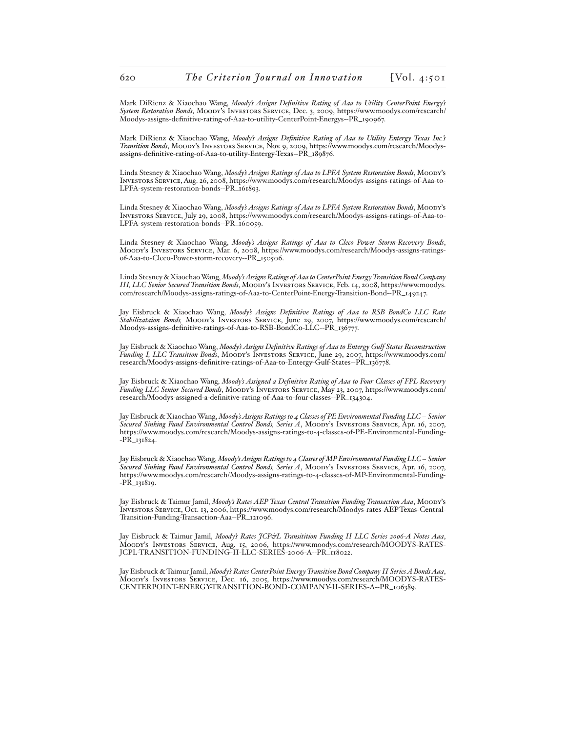Mark DiRienz & Xiaochao Wang, *Moody's Assigns Definitive Rating of Aaa to Utility CenterPoint Energy's System Restoration Bonds*, Moody's Investors Service, Dec. 3, 2009, https://www.moodys.com/research/Moodys-assigns-definitive-rating-of-Aaa-to-utility-CenterPoint-Energys--PR_190967.

Mark DiRienz & Xiaochao Wang, *Moody's Assigns Definitive Rating of Aaa to Utility Entergy Texas Inc.'s Transition Bonds*, Moody's Investors Service, Nov. 9, 2009, https://www.moodys.com/research/Moodys-assigns-definitive-rating-of-Aaa-to-utility-Entergy-Texas--PR_189876.

Linda Stesney & Xiaochao Wang, *Moody's Assigns Ratings of Aaa to LPFA System Restoration Bonds*, Moody's Investors Service, Aug. 26, 2008, https://www.moodys.com/research/Moodys-assigns-ratings-of-Aaa-to-LPFA-system-restoration-bonds--PR_161893.

Linda Stesney & Xiaochao Wang, *Moody's Assigns Ratings of Aaa to LPFA System Restoration Bonds*, Moody's Investors Service, July 29, 2008, https://www.moodys.com/research/Moodys-assigns-ratings-of-Aaa-to-LPFA-system-restoration-bonds--PR_160059.

Linda Stesney & Xiaochao Wang, *Moody's Assigns Ratings of Aaa to Cleco Power Storm-Recovery Bonds*, Moody's Investors Service, Mar. 6, 2008, https://www.moodys.com/research/Moodys-assigns-ratings-of-Aaa-to-Cleco-Power-storm-recovery--PR_150506.

Linda Stesney & Xiaochao Wang, *Moody's Assigns Ratings of Aaa to CenterPoint Energy Transition Bond Company III, LLC Senior Secured Transition Bonds*, Moody's Investors Service, Feb. 14, 2008, https://www.moodys.com/research/Moodys-assigns-ratings-of-Aaa-to-CenterPoint-Energy-Transition-Bond--PR_149247.

Jay Eisbruck & Xiaochao Wang, *Moody's Assigns Definitive Ratings of Aaa to RSB BondCo LLC Rate Stabilizataion Bonds,* Moody's Investors Service, June 29, 2007, https://www.moodys.com/research/Moodys-assigns-definitive-ratings-of-Aaa-to-RSB-BondCo-LLC--PR_136777.

Jay Eisbruck & Xiaochao Wang, *Moody's Assigns Definitive Ratings of Aaa to Entergy Gulf States Reconstruction Funding I, LLC Transition Bonds*, Moody's Investors Service, June 29, 2007, https://www.moodys.com/research/Moodys-assigns-definitive-ratings-of-Aaa-to-Entergy-Gulf-States--PR_136778.

Jay Eisbruck & Xiaochao Wang, *Moody's Assigned a Definitive Rating of Aaa to Four Classes of FPL Recovery Funding LLC Senior Secured Bonds*, Moody's Investors Service, May 23, 2007, https://www.moodys.com/research/Moodys-assigned-a-definitive-rating-of-Aaa-to-four-classes--PR_134304.

Jay Eisbruck & Xiaochao Wang, *Moody's Assigns Ratings to 4 Classes of PE Environmental Funding LLC – Senior Secured Sinking Fund Environmental Control Bonds, Series A*, Moody's Investors Service, Apr. 16, 2007, https://www.moodys.com/research/Moodys-assigns-ratings-to-4-classes-of-PE-Environmental-Funding--PR_131824.

Jay Eisbruck & Xiaochao Wang, *Moody's Assigns Ratings to 4 Classes of MP Environmental Funding LLC – Senior Secured Sinking Fund Environmental Control Bonds, Series A*, Moody's Investors Service, Apr. 16, 2007, https://www.moodys.com/research/Moodys-assigns-ratings-to-4-classes-of-MP-Environmental-Funding--PR_131819.

Jay Eisbruck & Taimur Jamil, *Moody's Rates AEP Texas Central Transition Funding Transaction Aaa*, Moody's Investors Service, Oct. 13, 2006, https://www.moodys.com/research/Moodys-rates-AEP-Texas-Central-Transition-Funding-Transaction-Aaa--PR_121096.

Jay Eisbruck & Taimur Jamil, *Moody's Rates JCP&L Transitition Funding II LLC Series 2006-A Notes Aaa*, Moody's Investors Service, Aug. 15, 2006, https://www.moodys.com/research/MOODYS-RATES-JCPL-TRANSITION-FUNDING-II-LLC-SERIES-2006-A--PR_118022.

Jay Eisbruck & Taimur Jamil, *Moody's Rates CenterPoint Energy Transition Bond Company II Series A Bonds Aaa*, Moody's Investors Service, Dec. 16, 2005, https://www.moodys.com/research/MOODYS-RATES-CENTERPOINT-ENERGY-TRANSITION-BOND-COMPANY-II-SERIES-A--PR_106389.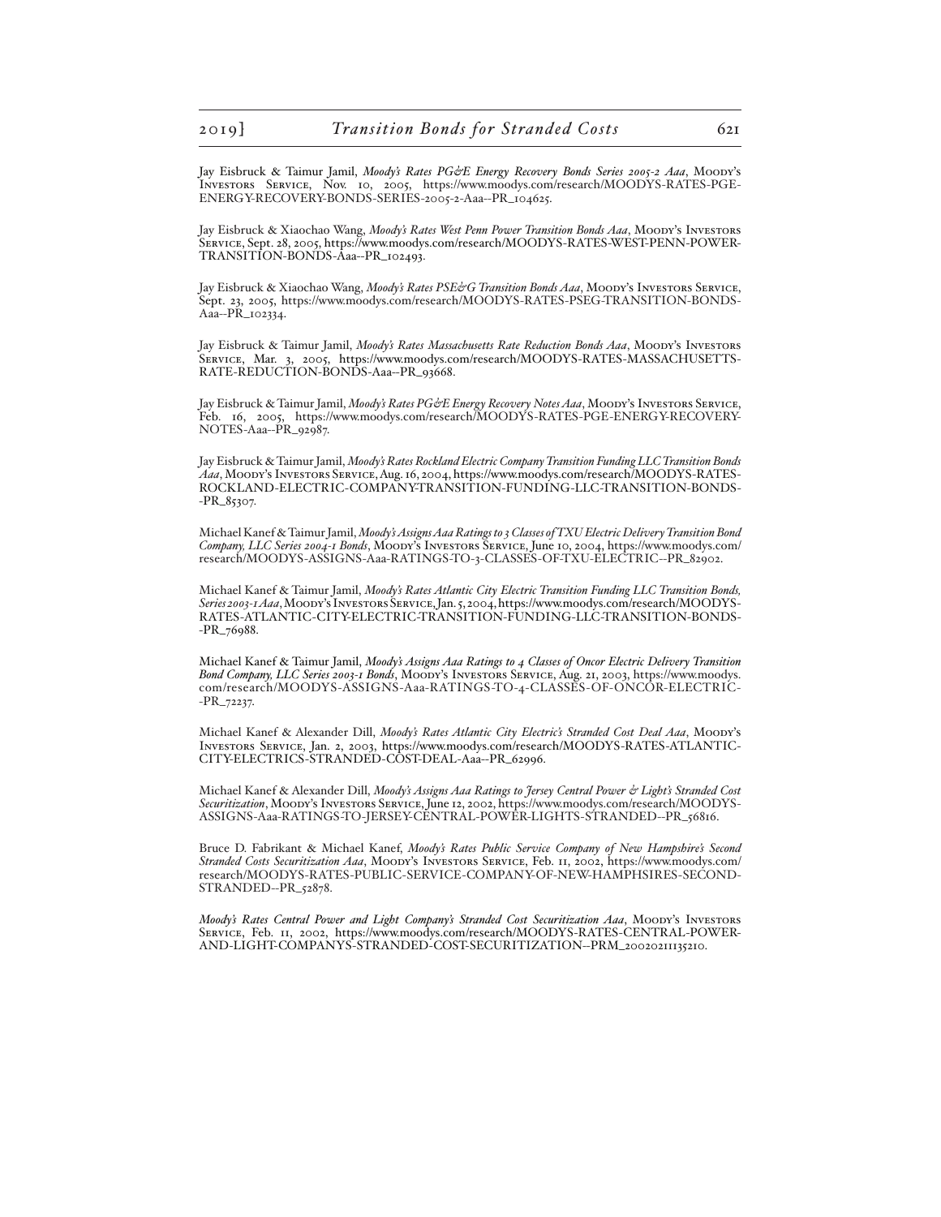Jay Eisbruck & Taimur Jamil, *Moody's Rates PG&E Energy Recovery Bonds Series 2005-2 Aaa*, Moody's Investors Service, Nov. 10, 2005, https://www.moodys.com/research/MOODYS-RATES-PGE-ENERGY-RECOVERY-BONDS-SERIES-2005-2-Aaa--PR_104625.

Jay Eisbruck & Xiaochao Wang, *Moody's Rates West Penn Power Transition Bonds Aaa*, Moody's Investors Service, Sept. 28, 2005, https://www.moodys.com/research/MOODYS-RATES-WEST-PENN-POWER-TRANSITION-BONDS-Aaa--PR_102493.

Jay Eisbruck & Xiaochao Wang, *Moody's Rates PSE&G Transition Bonds Aaa*, Moody's Investors Service, Sept. 23, 2005, https://www.moodys.com/research/MOODYS-RATES-PSEG-TRANSITION-BONDS-Aaa--PR_102334.

Jay Eisbruck & Taimur Jamil, *Moody's Rates Massachusetts Rate Reduction Bonds Aaa*, Moody's Investors Service, Mar. 3, 2005, https://www.moodys.com/research/MOODYS-RATES-MASSACHUSETTS-RATE-REDUCTION-BONDS-Aaa--PR_93668.

Jay Eisbruck & Taimur Jamil, *Moody's Rates PG&E Energy Recovery Notes Aaa*, Moody's Investors Service, Feb. 16, 2005, https://www.moodys.com/research/MOODYS-RATES-PGE-ENERGY-RECOVERY-NOTES-Aaa--PR_92987.

Jay Eisbruck & Taimur Jamil, *Moody's Rates Rockland Electric Company Transition Funding LLC Transition Bonds Aaa*, Moody's Investors Service, Aug. 16, 2004, https://www.moodys.com/research/MOODYS-RATES-ROCKLAND-ELECTRIC-COMPANY-TRANSITION-FUNDING-LLC-TRANSITION-BONDS--PR_85307.

Michael Kanef & Taimur Jamil, *Moody's Assigns Aaa Ratings to 3 Classes of TXU Electric Delivery Transition Bond Company, LLC Series 2004-1 Bonds*, Moody's Investors Service, June 10, 2004, https://www.moodys.com/research/MOODYS-ASSIGNS-Aaa-RATINGS-TO-3-CLASSES-OF-TXU-ELECTRIC--PR_82902.

Michael Kanef & Taimur Jamil, *Moody's Rates Atlantic City Electric Transition Funding LLC Transition Bonds, Series 2003-1 Aaa*, Moody's Investors Service, Jan. 5, 2004, https://www.moodys.com/research/MOODYS-RATES-ATLANTIC-CITY-ELECTRIC-TRANSITION-FUNDING-LLC-TRANSITION-BONDS--PR_76988.

Michael Kanef & Taimur Jamil, *Moody's Assigns Aaa Ratings to 4 Classes of Oncor Electric Delivery Transition Bond Company, LLC Series 2003-1 Bonds*, Moody's Investors Service, Aug. 21, 2003, https://www.moodys.com/research/MOODYS-ASSIGNS-Aaa-RATINGS-TO-4-CLASSES-OF-ONCOR-ELECTRIC--PR_72237.

Michael Kanef & Alexander Dill, *Moody's Rates Atlantic City Electric's Stranded Cost Deal Aaa*, Moody's Investors Service, Jan. 2, 2003, https://www.moodys.com/research/MOODYS-RATES-ATLANTIC-CITY-ELECTRICS-STRANDED-COST-DEAL-Aaa--PR_62996.

Michael Kanef & Alexander Dill, *Moody's Assigns Aaa Ratings to Jersey Central Power & Light's Stranded Cost Securitization*, Moody's Investors Service, June 12, 2002, https://www.moodys.com/research/MOODYS-ASSIGNS-Aaa-RATINGS-TO-JERSEY-CENTRAL-POWER-LIGHTS-STRANDED--PR_56816.

Bruce D. Fabrikant & Michael Kanef, *Moody's Rates Public Service Company of New Hampshire's Second Stranded Costs Securitization Aaa*, Moody's Investors Service, Feb. 11, 2002, https://www.moodys.com/research/MOODYS-RATES-PUBLIC-SERVICE-COMPANY-OF-NEW-HAMPHSIRES-SECOND-STRANDED--PR_52878.

*Moody's Rates Central Power and Light Company's Stranded Cost Securitization Aaa*, Moody's Investors Service, Feb. 11, 2002, https://www.moodys.com/research/MOODYS-RATES-CENTRAL-POWER-AND-LIGHT-COMPANYS-STRANDED-COST-SECURITIZATION--PRM_20020211135210.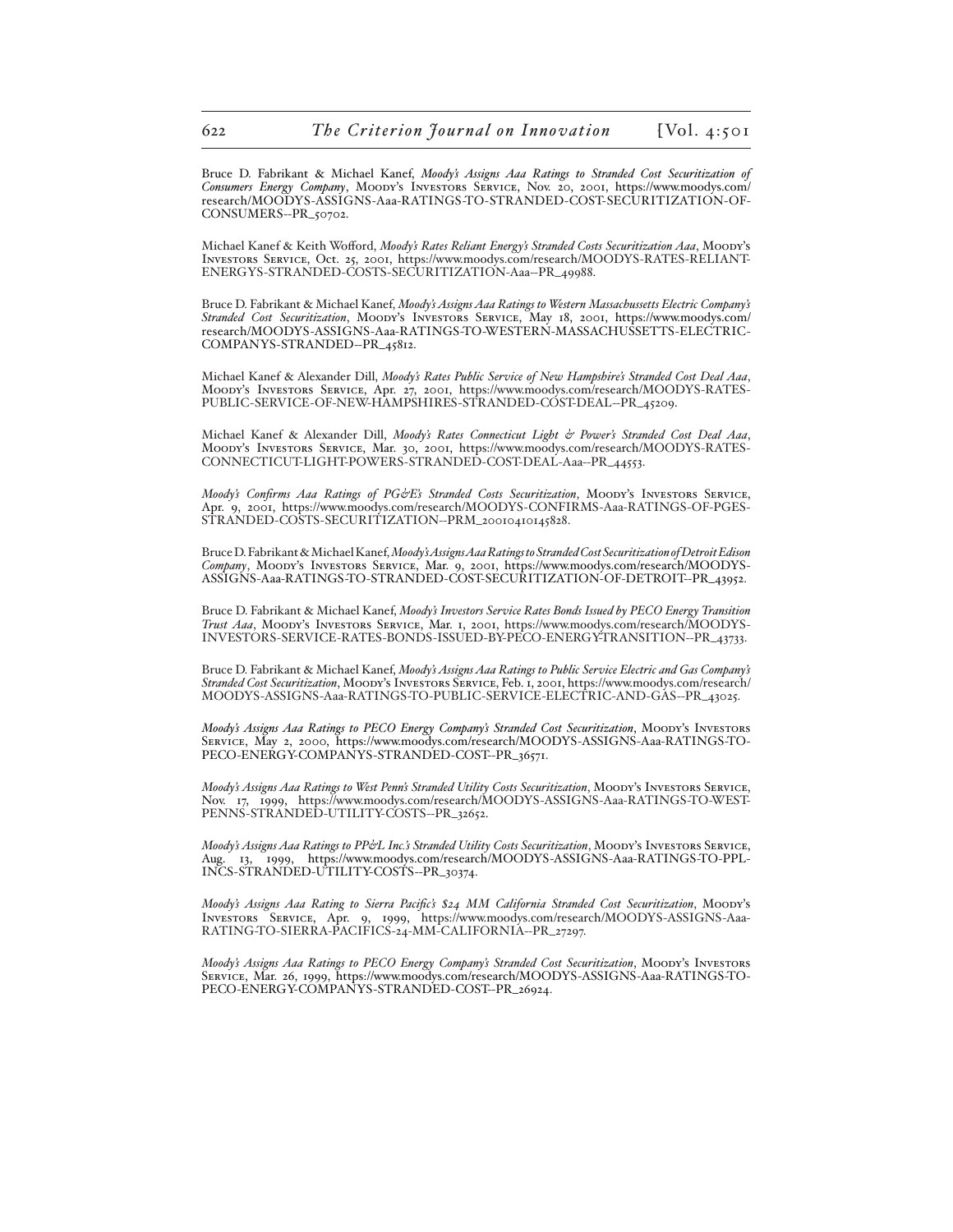Bruce D. Fabrikant & Michael Kanef, *Moody's Assigns Aaa Ratings to Stranded Cost Securitization of Consumers Energy Company*, Moody's Investors Service, Nov. 20, 2001, https://www.moodys.com/research/MOODYS-ASSIGNS-Aaa-RATINGS-TO-STRANDED-COST-SECURITIZATION-OF-CONSUMERS--PR_50702.

Michael Kanef & Keith Wofford, *Moody's Rates Reliant Energy's Stranded Costs Securitization Aaa*, Moody's Investors Service, Oct. 25, 2001, https://www.moodys.com/research/MOODYS-RATES-RELIANT-ENERGYS-STRANDED-COSTS-SECURITIZATION-Aaa--PR_49988.

Bruce D. Fabrikant & Michael Kanef, *Moody's Assigns Aaa Ratings to Western Massachussetts Electric Company's Stranded Cost Securitization*, Moody's Investors Service, May 18, 2001, https://www.moodys.com/research/MOODYS-ASSIGNS-Aaa-RATINGS-TO-WESTERN-MASSACHUSSETTS-ELECTRIC-COMPANYS-STRANDED--PR_45812.

Michael Kanef & Alexander Dill, *Moody's Rates Public Service of New Hampshire's Stranded Cost Deal Aaa*, Moody's Investors Service, Apr. 27, 2001, https://www.moodys.com/research/MOODYS-RATES-PUBLIC-SERVICE-OF-NEW-HAMPSHIRES-STRANDED-COST-DEAL--PR_45209.

Michael Kanef & Alexander Dill, *Moody's Rates Connecticut Light & Power's Stranded Cost Deal Aaa*, Moody's Investors Service, Mar. 30, 2001, https://www.moodys.com/research/MOODYS-RATES-CONNECTICUT-LIGHT-POWERS-STRANDED-COST-DEAL-Aaa--PR_44553.

*Moody's Confirms Aaa Ratings of PG&E's Stranded Costs Securitization*, Moody's Investors Service, Apr. 9, 2001, https://www.moodys.com/research/MOODYS-CONFIRMS-Aaa-RATINGS-OF-PGES-STRANDED-COSTS-SECURITIZATION--PRM_20010410145828.

Bruce D. Fabrikant & Michael Kanef, *Moody's Assigns Aaa Ratings to Stranded Cost Securitization of Detroit Edison Company*, Moody's Investors Service, Mar. 9, 2001, https://www.moodys.com/research/MOODYS-ASSIGNS-Aaa-RATINGS-TO-STRANDED-COST-SECURITIZATION-OF-DETROIT--PR_43952.

Bruce D. Fabrikant & Michael Kanef, *Moody's Investors Service Rates Bonds Issued by PECO Energy Transition Trust Aaa*, Moody's Investors Service, Mar. 1, 2001, https://www.moodys.com/research/MOODYS-INVESTORS-SERVICE-RATES-BONDS-ISSUED-BY-PECO-ENERGY-TRANSITION--PR_43733.

Bruce D. Fabrikant & Michael Kanef, *Moody's Assigns Aaa Ratings to Public Service Electric and Gas Company's Stranded Cost Securitization*, Moody's Investors Service, Feb. 1, 2001, https://www.moodys.com/research/MOODYS-ASSIGNS-Aaa-RATINGS-TO-PUBLIC-SERVICE-ELECTRIC-AND-GAS--PR_43025.

*Moody's Assigns Aaa Ratings to PECO Energy Company's Stranded Cost Securitization*, Moody's Investors Service, May 2, 2000, https://www.moodys.com/research/MOODYS-ASSIGNS-Aaa-RATINGS-TO-PECO-ENERGY-COMPANYS-STRANDED-COST--PR_36571.

*Moody's Assigns Aaa Ratings to West Penn's Stranded Utility Costs Securitization*, Moody's Investors Service, Nov. 17, 1999, https://www.moodys.com/research/MOODYS-ASSIGNS-Aaa-RATINGS-TO-WEST-PENNS-STRANDED-UTILITY-COSTS--PR_32652.

*Moody's Assigns Aaa Ratings to PP&L Inc.'s Stranded Utility Costs Securitization*, Moody's Investors Service, Aug. 13, 1999, https://www.moodys.com/research/MOODYS-ASSIGNS-Aaa-RATINGS-TO-PPL-INCS-STRANDED-UTILITY-COSTS--PR_30374.

*Moody's Assigns Aaa Rating to Sierra Pacific's $24 MM California Stranded Cost Securitization*, Moody's Investors Service, Apr. 9, 1999, https://www.moodys.com/research/MOODYS-ASSIGNS-Aaa-RATING-TO-SIERRA-PACIFICS-24-MM-CALIFORNIA--PR_27297.

*Moody's Assigns Aaa Ratings to PECO Energy Company's Stranded Cost Securitization*, Moody's Investors Service, Mar. 26, 1999, https://www.moodys.com/research/MOODYS-ASSIGNS-Aaa-RATINGS-TO-PECO-ENERGY-COMPANYS-STRANDED-COST--PR_26924.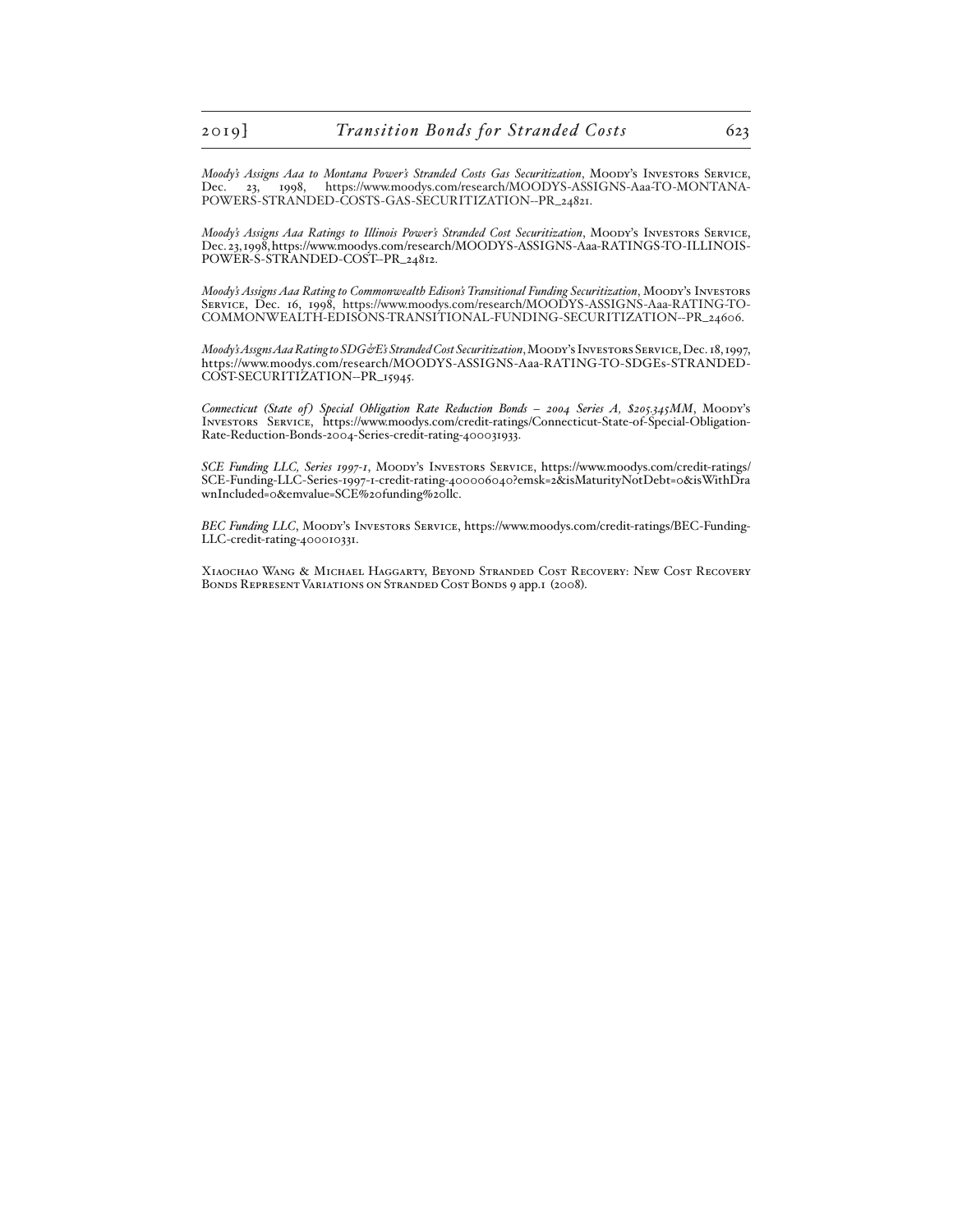*Moody's Assigns Aaa to Montana Power's Stranded Costs Gas Securitization*, Moody's Investors Service, Dec. 23, 1998, https://www.moodys.com/research/MOODYS-ASSIGNS-Aaa-TO-MONTANA-POWERS-STRANDED-COSTS-GAS-SECURITIZATION--PR_24821.

*Moody's Assigns Aaa Ratings to Illinois Power's Stranded Cost Securitization*, Moody's Investors Service, Dec. 23, 1998, https://www.moodys.com/research/MOODYS-ASSIGNS-Aaa-RATINGS-TO-ILLINOIS-POWER-S-STRANDED-COST--PR_24812.

*Moody's Assigns Aaa Rating to Commonwealth Edison's Transitional Funding Securitization*, Moody's Investors Service, Dec. 16, 1998, https://www.moodys.com/research/MOODYS-ASSIGNS-Aaa-RATING-TO-COMMONWEALTH-EDISONS-TRANSITIONAL-FUNDING-SECURITIZATION--PR_24606.

*Moody's Assgns Aaa Rating to SDG&E's Stranded Cost Securitization*, Moody's Investors Service, Dec. 18, 1997, https://www.moodys.com/research/MOODYS-ASSIGNS-Aaa-RATING-TO-SDGEs-STRANDED-COST-SECURITIZATION--PR_15945.

*Connecticut (State of) Special Obligation Rate Reduction Bonds – 2004 Series A, $205.345MM*, Moody's Investors Service, https://www.moodys.com/credit-ratings/Connecticut-State-of-Special-Obligation-Rate-Reduction-Bonds-2004-Series-credit-rating-400031933.

*SCE Funding LLC, Series 1997-1*, Moody's Investors Service, https://www.moodys.com/credit-ratings/SCE-Funding-LLC-Series-1997-1-credit-rating-400006040?emsk=2&isMaturityNotDebt=0&isWithDrawnIncluded=0&emvalue=SCE%20funding%20llc.

*BEC Funding LLC*, Moody's Investors Service, https://www.moodys.com/credit-ratings/BEC-Funding-LLC-credit-rating-400010331.

Xiaochao Wang & Michael Haggarty, Beyond Stranded Cost Recovery: New Cost Recovery Bonds Represent Variations on Stranded Cost Bonds 9 app.1 (2008).